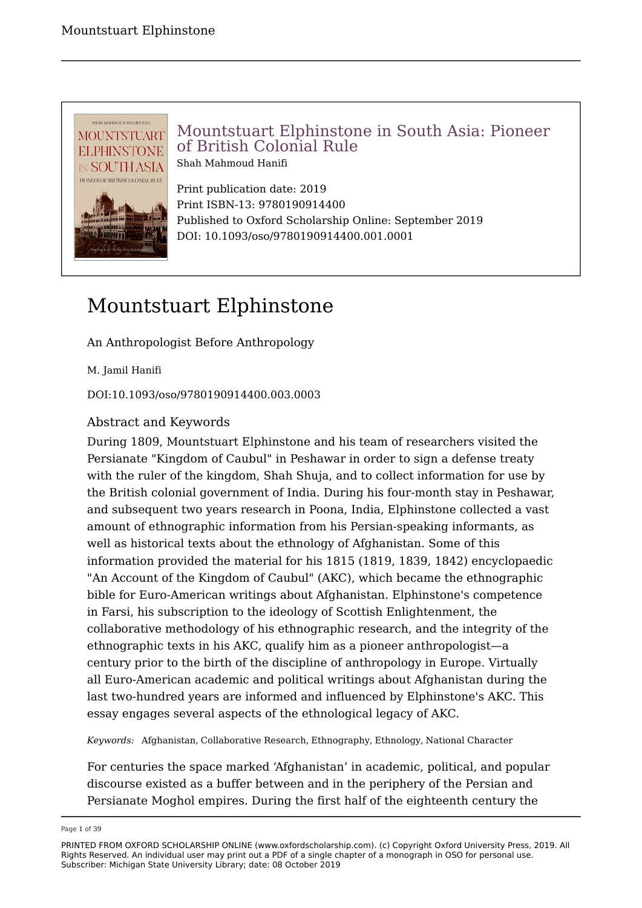Mountstuart Elphinstone in South Asia: Pioneer of British Colonial Rule
Shah Mahmoud Hanifi

Print publication date: 2019
Print ISBN-13: 9780190914400
Published to Oxford Scholarship Online: September 2019
DOI: 10.1093/oso/9780190914400.001.0001

# Mountstuart Elphinstone

An Anthropologist Before Anthropology

M. Jamil Hanifi

DOI:10.1093/oso/9780190914400.003.0003

## Abstract and Keywords

During 1809, Mountstuart Elphinstone and his team of researchers visited the Persianate "Kingdom of Caubul" in Peshawar in order to sign a defense treaty with the ruler of the kingdom, Shah Shuja, and to collect information for use by the British colonial government of India. During his four-month stay in Peshawar, and subsequent two years research in Poona, India, Elphinstone collected a vast amount of ethnographic information from his Persian-speaking informants, as well as historical texts about the ethnology of Afghanistan. Some of this information provided the material for his 1815 (1819, 1839, 1842) encyclopaedic "An Account of the Kingdom of Caubul" (AKC), which became the ethnographic bible for Euro-American writings about Afghanistan. Elphinstone's competence in Farsi, his subscription to the ideology of Scottish Enlightenment, the collaborative methodology of his ethnographic research, and the integrity of the ethnographic texts in his AKC, qualify him as a pioneer anthropologist—a century prior to the birth of the discipline of anthropology in Europe. Virtually all Euro-American academic and political writings about Afghanistan during the last two-hundred years are informed and influenced by Elphinstone's AKC. This essay engages several aspects of the ethnological legacy of AKC.

*Keywords:* Afghanistan, Collaborative Research, Ethnography, Ethnology, National Character

For centuries the space marked 'Afghanistan' in academic, political, and popular discourse existed as a buffer between and in the periphery of the Persian and Persianate Moghol empires. During the first half of the eighteenth century the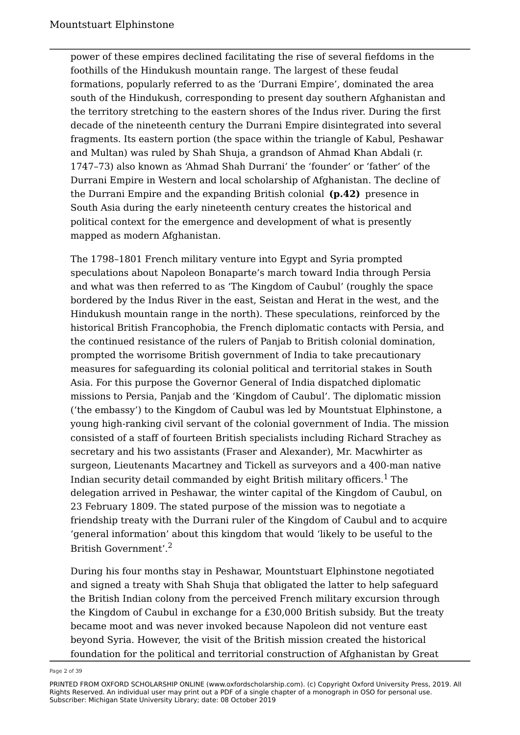power of these empires declined facilitating the rise of several fiefdoms in the foothills of the Hindukush mountain range. The largest of these feudal formations, popularly referred to as the 'Durrani Empire', dominated the area south of the Hindukush, corresponding to present day southern Afghanistan and the territory stretching to the eastern shores of the Indus river. During the first decade of the nineteenth century the Durrani Empire disintegrated into several fragments. Its eastern portion (the space within the triangle of Kabul, Peshawar and Multan) was ruled by Shah Shuja, a grandson of Ahmad Khan Abdali (r. 1747–73) also known as 'Ahmad Shah Durrani' the 'founder' or 'father' of the Durrani Empire in Western and local scholarship of Afghanistan. The decline of the Durrani Empire and the expanding British colonial **(p.42)** presence in South Asia during the early nineteenth century creates the historical and political context for the emergence and development of what is presently mapped as modern Afghanistan.

The 1798–1801 French military venture into Egypt and Syria prompted speculations about Napoleon Bonaparte's march toward India through Persia and what was then referred to as 'The Kingdom of Caubul' (roughly the space bordered by the Indus River in the east, Seistan and Herat in the west, and the Hindukush mountain range in the north). These speculations, reinforced by the historical British Francophobia, the French diplomatic contacts with Persia, and the continued resistance of the rulers of Panjab to British colonial domination, prompted the worrisome British government of India to take precautionary measures for safeguarding its colonial political and territorial stakes in South Asia. For this purpose the Governor General of India dispatched diplomatic missions to Persia, Panjab and the 'Kingdom of Caubul'. The diplomatic mission ('the embassy') to the Kingdom of Caubul was led by Mountstuat Elphinstone, a young high-ranking civil servant of the colonial government of India. The mission consisted of a staff of fourteen British specialists including Richard Strachey as secretary and his two assistants (Fraser and Alexander), Mr. Macwhirter as surgeon, Lieutenants Macartney and Tickell as surveyors and a 400-man native Indian security detail commanded by eight British military officers.[1] The delegation arrived in Peshawar, the winter capital of the Kingdom of Caubul, on 23 February 1809. The stated purpose of the mission was to negotiate a friendship treaty with the Durrani ruler of the Kingdom of Caubul and to acquire 'general information' about this kingdom that would 'likely to be useful to the British Government'.[2]

During his four months stay in Peshawar, Mountstuart Elphinstone negotiated and signed a treaty with Shah Shuja that obligated the latter to help safeguard the British Indian colony from the perceived French military excursion through the Kingdom of Caubul in exchange for a £30,000 British subsidy. But the treaty became moot and was never invoked because Napoleon did not venture east beyond Syria. However, the visit of the British mission created the historical foundation for the political and territorial construction of Afghanistan by Great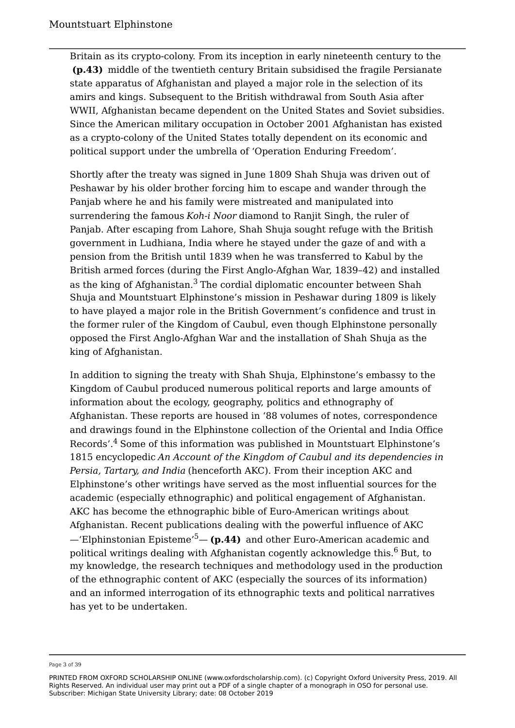Britain as its crypto-colony. From its inception in early nineteenth century to the **(p.43)** middle of the twentieth century Britain subsidised the fragile Persianate state apparatus of Afghanistan and played a major role in the selection of its amirs and kings. Subsequent to the British withdrawal from South Asia after WWII, Afghanistan became dependent on the United States and Soviet subsidies. Since the American military occupation in October 2001 Afghanistan has existed as a crypto-colony of the United States totally dependent on its economic and political support under the umbrella of 'Operation Enduring Freedom'.

Shortly after the treaty was signed in June 1809 Shah Shuja was driven out of Peshawar by his older brother forcing him to escape and wander through the Panjab where he and his family were mistreated and manipulated into surrendering the famous *Koh-i Noor* diamond to Ranjit Singh, the ruler of Panjab. After escaping from Lahore, Shah Shuja sought refuge with the British government in Ludhiana, India where he stayed under the gaze of and with a pension from the British until 1839 when he was transferred to Kabul by the British armed forces (during the First Anglo-Afghan War, 1839–42) and installed as the king of Afghanistan.[3] The cordial diplomatic encounter between Shah Shuja and Mountstuart Elphinstone's mission in Peshawar during 1809 is likely to have played a major role in the British Government's confidence and trust in the former ruler of the Kingdom of Caubul, even though Elphinstone personally opposed the First Anglo-Afghan War and the installation of Shah Shuja as the king of Afghanistan.

In addition to signing the treaty with Shah Shuja, Elphinstone's embassy to the Kingdom of Caubul produced numerous political reports and large amounts of information about the ecology, geography, politics and ethnography of Afghanistan. These reports are housed in '88 volumes of notes, correspondence and drawings found in the Elphinstone collection of the Oriental and India Office Records'.[4] Some of this information was published in Mountstuart Elphinstone's 1815 encyclopedic *An Account of the Kingdom of Caubul and its dependencies in Persia, Tartary, and India* (henceforth AKC). From their inception AKC and Elphinstone's other writings have served as the most influential sources for the academic (especially ethnographic) and political engagement of Afghanistan. AKC has become the ethnographic bible of Euro-American writings about Afghanistan. Recent publications dealing with the powerful influence of AKC —'Elphinstonian Episteme'[5]— **(p.44)** and other Euro-American academic and political writings dealing with Afghanistan cogently acknowledge this.[6] But, to my knowledge, the research techniques and methodology used in the production of the ethnographic content of AKC (especially the sources of its information) and an informed interrogation of its ethnographic texts and political narratives has yet to be undertaken.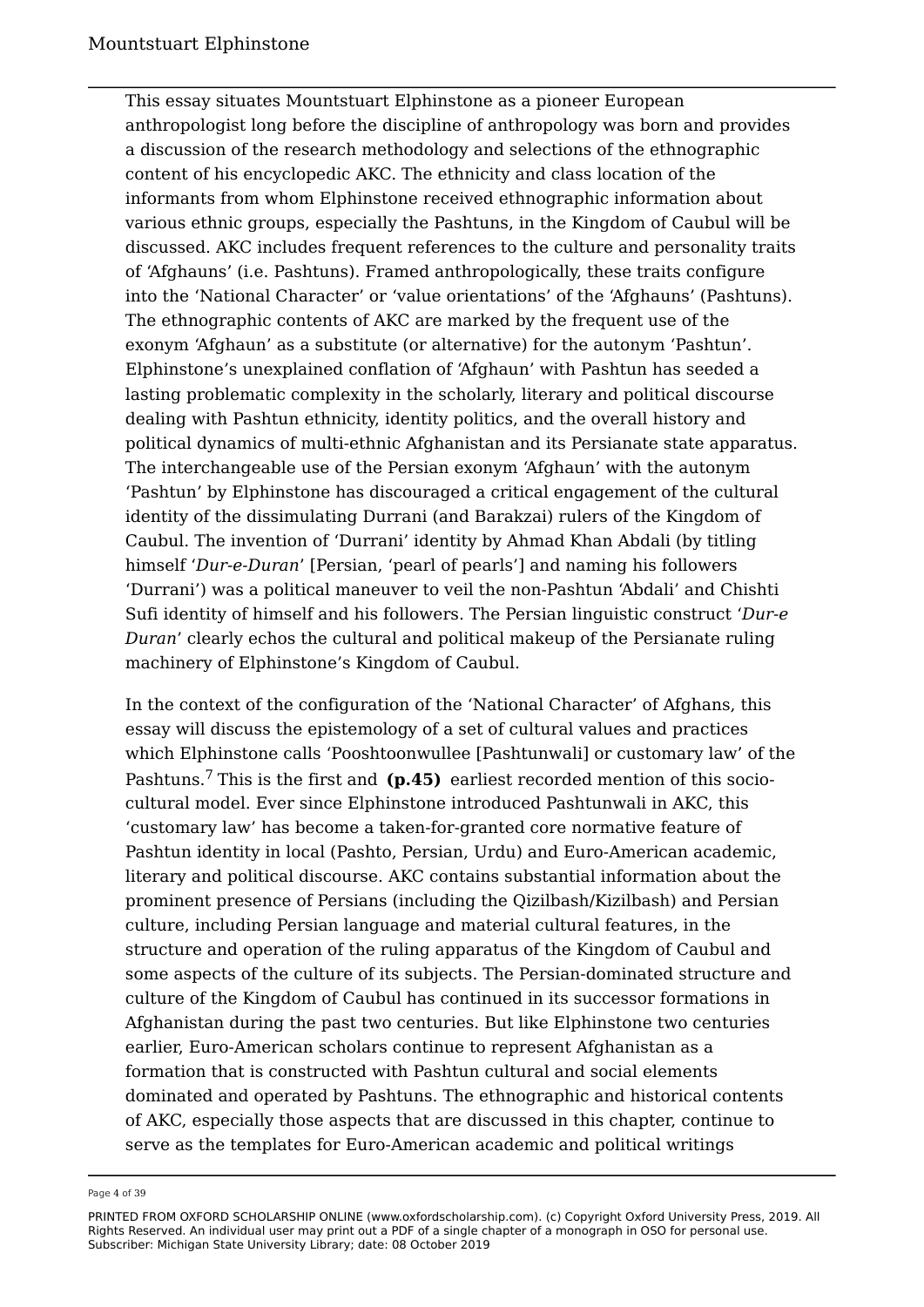This essay situates Mountstuart Elphinstone as a pioneer European anthropologist long before the discipline of anthropology was born and provides a discussion of the research methodology and selections of the ethnographic content of his encyclopedic AKC. The ethnicity and class location of the informants from whom Elphinstone received ethnographic information about various ethnic groups, especially the Pashtuns, in the Kingdom of Caubul will be discussed. AKC includes frequent references to the culture and personality traits of 'Afghauns' (i.e. Pashtuns). Framed anthropologically, these traits configure into the 'National Character' or 'value orientations' of the 'Afghauns' (Pashtuns). The ethnographic contents of AKC are marked by the frequent use of the exonym 'Afghaun' as a substitute (or alternative) for the autonym 'Pashtun'. Elphinstone's unexplained conflation of 'Afghaun' with Pashtun has seeded a lasting problematic complexity in the scholarly, literary and political discourse dealing with Pashtun ethnicity, identity politics, and the overall history and political dynamics of multi-ethnic Afghanistan and its Persianate state apparatus. The interchangeable use of the Persian exonym 'Afghaun' with the autonym 'Pashtun' by Elphinstone has discouraged a critical engagement of the cultural identity of the dissimulating Durrani (and Barakzai) rulers of the Kingdom of Caubul. The invention of 'Durrani' identity by Ahmad Khan Abdali (by titling himself '*Dur-e-Duran*' [Persian, 'pearl of pearls'] and naming his followers 'Durrani') was a political maneuver to veil the non-Pashtun 'Abdali' and Chishti Sufi identity of himself and his followers. The Persian linguistic construct '*Dur-e Duran*' clearly echos the cultural and political makeup of the Persianate ruling machinery of Elphinstone's Kingdom of Caubul.

In the context of the configuration of the 'National Character' of Afghans, this essay will discuss the epistemology of a set of cultural values and practices which Elphinstone calls 'Pooshtoonwullee [Pashtunwali] or customary law' of the Pashtuns.[7] This is the first and **(p.45)** earliest recorded mention of this socio-cultural model. Ever since Elphinstone introduced Pashtunwali in AKC, this 'customary law' has become a taken-for-granted core normative feature of Pashtun identity in local (Pashto, Persian, Urdu) and Euro-American academic, literary and political discourse. AKC contains substantial information about the prominent presence of Persians (including the Qizilbash/Kizilbash) and Persian culture, including Persian language and material cultural features, in the structure and operation of the ruling apparatus of the Kingdom of Caubul and some aspects of the culture of its subjects. The Persian-dominated structure and culture of the Kingdom of Caubul has continued in its successor formations in Afghanistan during the past two centuries. But like Elphinstone two centuries earlier, Euro-American scholars continue to represent Afghanistan as a formation that is constructed with Pashtun cultural and social elements dominated and operated by Pashtuns. The ethnographic and historical contents of AKC, especially those aspects that are discussed in this chapter, continue to serve as the templates for Euro-American academic and political writings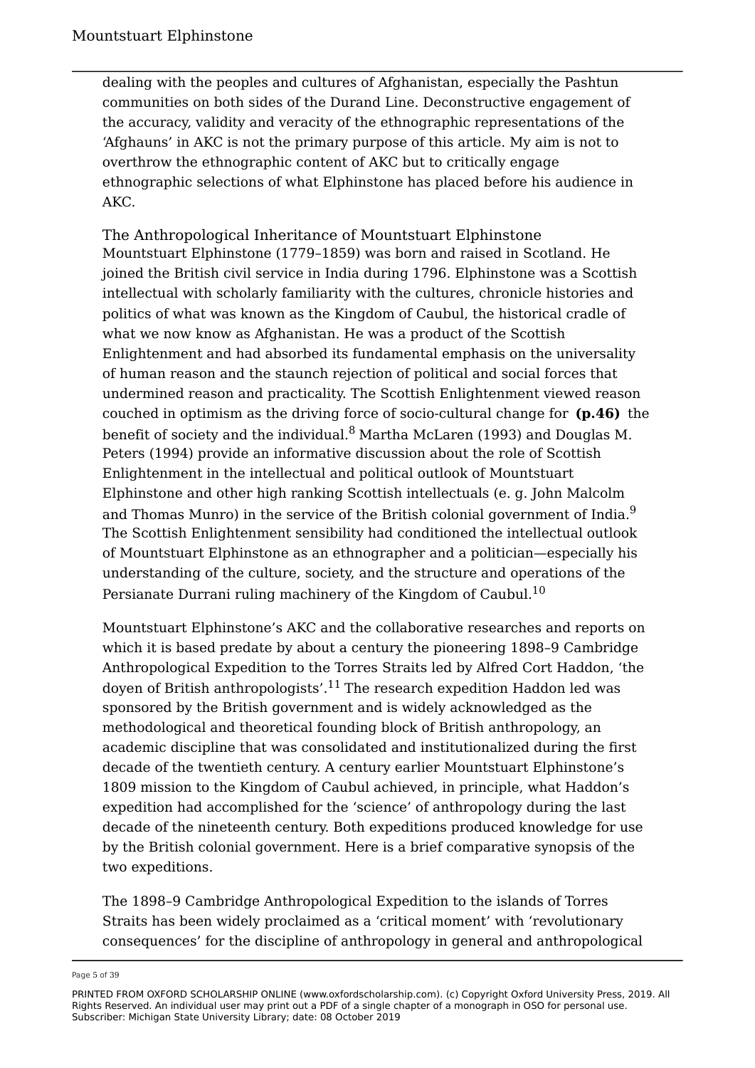dealing with the peoples and cultures of Afghanistan, especially the Pashtun communities on both sides of the Durand Line. Deconstructive engagement of the accuracy, validity and veracity of the ethnographic representations of the 'Afghauns' in AKC is not the primary purpose of this article. My aim is not to overthrow the ethnographic content of AKC but to critically engage ethnographic selections of what Elphinstone has placed before his audience in AKC.

## The Anthropological Inheritance of Mountstuart Elphinstone

Mountstuart Elphinstone (1779–1859) was born and raised in Scotland. He joined the British civil service in India during 1796. Elphinstone was a Scottish intellectual with scholarly familiarity with the cultures, chronicle histories and politics of what was known as the Kingdom of Caubul, the historical cradle of what we now know as Afghanistan. He was a product of the Scottish Enlightenment and had absorbed its fundamental emphasis on the universality of human reason and the staunch rejection of political and social forces that undermined reason and practicality. The Scottish Enlightenment viewed reason couched in optimism as the driving force of socio-cultural change for **(p.46)** the benefit of society and the individual.[8] Martha McLaren (1993) and Douglas M. Peters (1994) provide an informative discussion about the role of Scottish Enlightenment in the intellectual and political outlook of Mountstuart Elphinstone and other high ranking Scottish intellectuals (e. g. John Malcolm and Thomas Munro) in the service of the British colonial government of India.[9] The Scottish Enlightenment sensibility had conditioned the intellectual outlook of Mountstuart Elphinstone as an ethnographer and a politician—especially his understanding of the culture, society, and the structure and operations of the Persianate Durrani ruling machinery of the Kingdom of Caubul.[10]

Mountstuart Elphinstone's AKC and the collaborative researches and reports on which it is based predate by about a century the pioneering 1898–9 Cambridge Anthropological Expedition to the Torres Straits led by Alfred Cort Haddon, 'the doyen of British anthropologists'.[11] The research expedition Haddon led was sponsored by the British government and is widely acknowledged as the methodological and theoretical founding block of British anthropology, an academic discipline that was consolidated and institutionalized during the first decade of the twentieth century. A century earlier Mountstuart Elphinstone's 1809 mission to the Kingdom of Caubul achieved, in principle, what Haddon's expedition had accomplished for the 'science' of anthropology during the last decade of the nineteenth century. Both expeditions produced knowledge for use by the British colonial government. Here is a brief comparative synopsis of the two expeditions.

The 1898–9 Cambridge Anthropological Expedition to the islands of Torres Straits has been widely proclaimed as a 'critical moment' with 'revolutionary consequences' for the discipline of anthropology in general and anthropological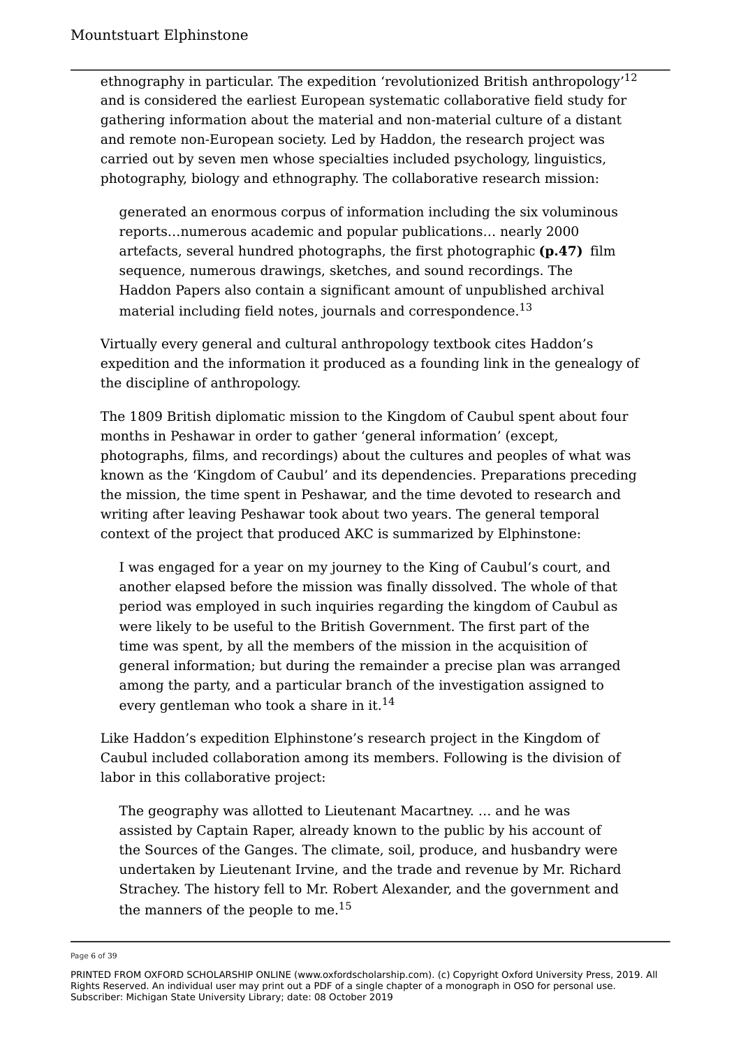ethnography in particular. The expedition 'revolutionized British anthropology'[12] and is considered the earliest European systematic collaborative field study for gathering information about the material and non-material culture of a distant and remote non-European society. Led by Haddon, the research project was carried out by seven men whose specialties included psychology, linguistics, photography, biology and ethnography. The collaborative research mission:

> generated an enormous corpus of information including the six voluminous reports…numerous academic and popular publications… nearly 2000 artefacts, several hundred photographs, the first photographic **(p.47)** film sequence, numerous drawings, sketches, and sound recordings. The Haddon Papers also contain a significant amount of unpublished archival material including field notes, journals and correspondence.[13]

Virtually every general and cultural anthropology textbook cites Haddon's expedition and the information it produced as a founding link in the genealogy of the discipline of anthropology.

The 1809 British diplomatic mission to the Kingdom of Caubul spent about four months in Peshawar in order to gather 'general information' (except, photographs, films, and recordings) about the cultures and peoples of what was known as the 'Kingdom of Caubul' and its dependencies. Preparations preceding the mission, the time spent in Peshawar, and the time devoted to research and writing after leaving Peshawar took about two years. The general temporal context of the project that produced AKC is summarized by Elphinstone:

> I was engaged for a year on my journey to the King of Caubul's court, and another elapsed before the mission was finally dissolved. The whole of that period was employed in such inquiries regarding the kingdom of Caubul as were likely to be useful to the British Government. The first part of the time was spent, by all the members of the mission in the acquisition of general information; but during the remainder a precise plan was arranged among the party, and a particular branch of the investigation assigned to every gentleman who took a share in it.[14]

Like Haddon's expedition Elphinstone's research project in the Kingdom of Caubul included collaboration among its members. Following is the division of labor in this collaborative project:

> The geography was allotted to Lieutenant Macartney. … and he was assisted by Captain Raper, already known to the public by his account of the Sources of the Ganges. The climate, soil, produce, and husbandry were undertaken by Lieutenant Irvine, and the trade and revenue by Mr. Richard Strachey. The history fell to Mr. Robert Alexander, and the government and the manners of the people to me.[15]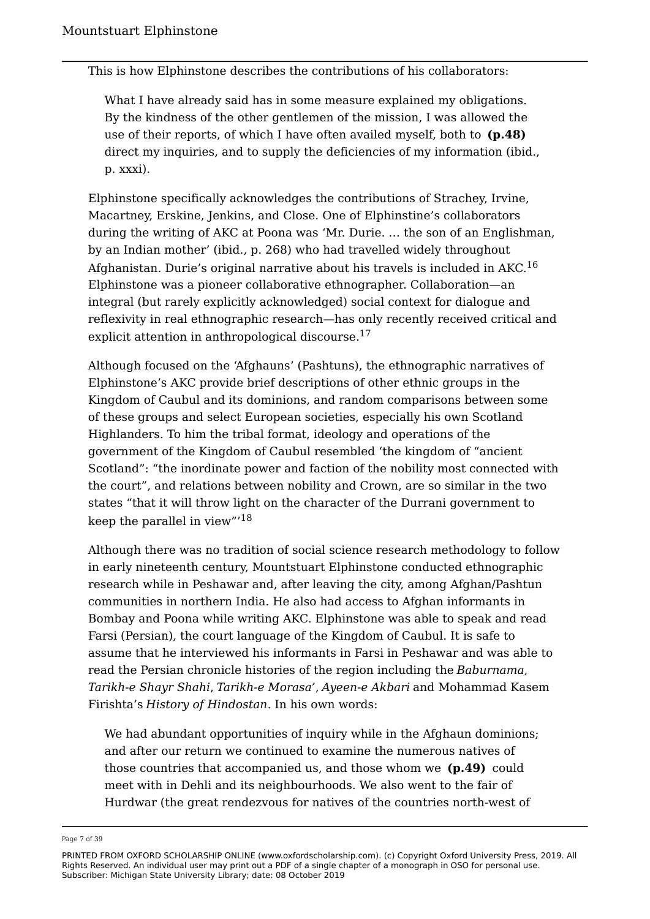This is how Elphinstone describes the contributions of his collaborators:

> What I have already said has in some measure explained my obligations. By the kindness of the other gentlemen of the mission, I was allowed the use of their reports, of which I have often availed myself, both to **(p.48)** direct my inquiries, and to supply the deficiencies of my information (ibid., p. xxxi).

Elphinstone specifically acknowledges the contributions of Strachey, Irvine, Macartney, Erskine, Jenkins, and Close. One of Elphinstine's collaborators during the writing of AKC at Poona was 'Mr. Durie. … the son of an Englishman, by an Indian mother' (ibid., p. 268) who had travelled widely throughout Afghanistan. Durie's original narrative about his travels is included in AKC.[16] Elphinstone was a pioneer collaborative ethnographer. Collaboration—an integral (but rarely explicitly acknowledged) social context for dialogue and reflexivity in real ethnographic research—has only recently received critical and explicit attention in anthropological discourse.[17]

Although focused on the 'Afghauns' (Pashtuns), the ethnographic narratives of Elphinstone's AKC provide brief descriptions of other ethnic groups in the Kingdom of Caubul and its dominions, and random comparisons between some of these groups and select European societies, especially his own Scotland Highlanders. To him the tribal format, ideology and operations of the government of the Kingdom of Caubul resembled 'the kingdom of "ancient Scotland": "the inordinate power and faction of the nobility most connected with the court", and relations between nobility and Crown, are so similar in the two states "that it will throw light on the character of the Durrani government to keep the parallel in view"'[18]

Although there was no tradition of social science research methodology to follow in early nineteenth century, Mountstuart Elphinstone conducted ethnographic research while in Peshawar and, after leaving the city, among Afghan/Pashtun communities in northern India. He also had access to Afghan informants in Bombay and Poona while writing AKC. Elphinstone was able to speak and read Farsi (Persian), the court language of the Kingdom of Caubul. It is safe to assume that he interviewed his informants in Farsi in Peshawar and was able to read the Persian chronicle histories of the region including the *Baburnama*, *Tarikh-e Shayr Shahi*, *Tarikh-e Morasa'*, *Ayeen-e Akbari* and Mohammad Kasem Firishta's *History of Hindostan*. In his own words:

> We had abundant opportunities of inquiry while in the Afghaun dominions; and after our return we continued to examine the numerous natives of those countries that accompanied us, and those whom we **(p.49)** could meet with in Dehli and its neighbourhoods. We also went to the fair of Hurdwar (the great rendezvous for natives of the countries north-west of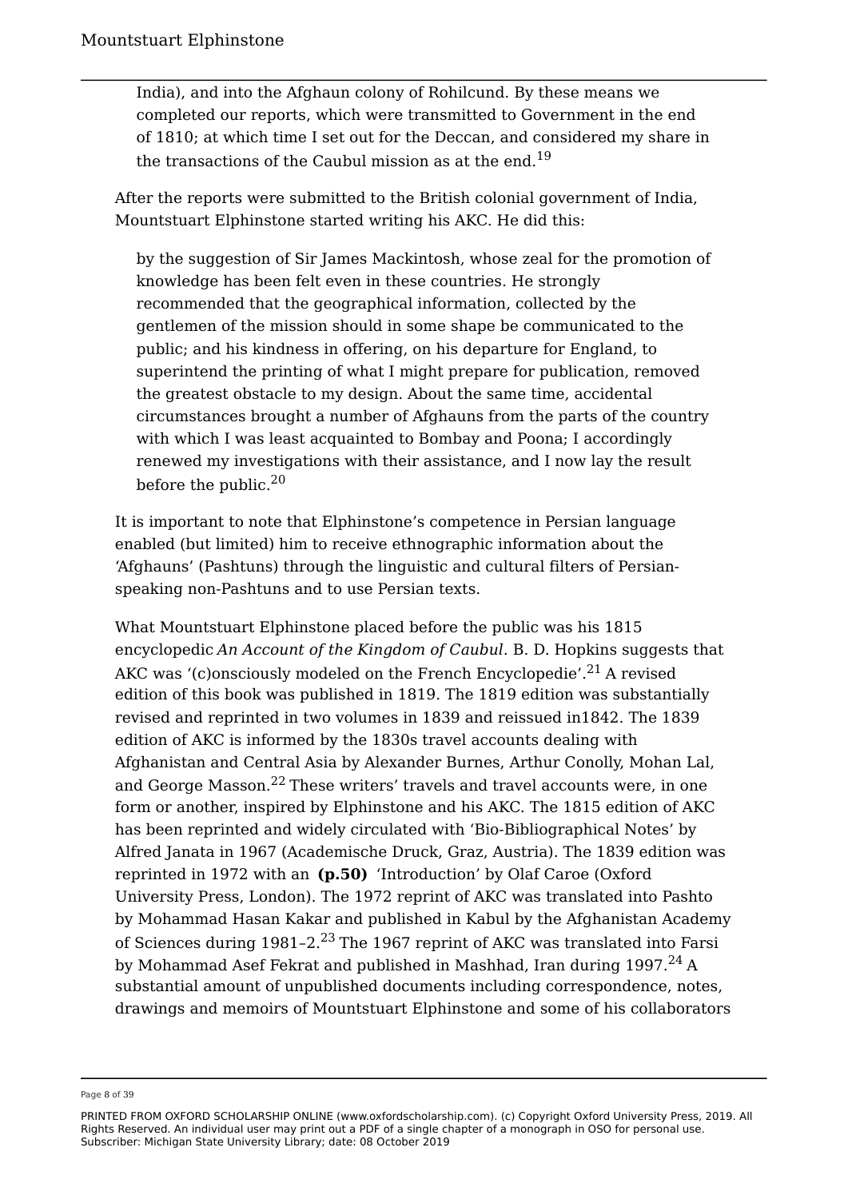> India), and into the Afghaun colony of Rohilcund. By these means we completed our reports, which were transmitted to Government in the end of 1810; at which time I set out for the Deccan, and considered my share in the transactions of the Caubul mission as at the end.[19]

After the reports were submitted to the British colonial government of India, Mountstuart Elphinstone started writing his AKC. He did this:

> by the suggestion of Sir James Mackintosh, whose zeal for the promotion of knowledge has been felt even in these countries. He strongly recommended that the geographical information, collected by the gentlemen of the mission should in some shape be communicated to the public; and his kindness in offering, on his departure for England, to superintend the printing of what I might prepare for publication, removed the greatest obstacle to my design. About the same time, accidental circumstances brought a number of Afghauns from the parts of the country with which I was least acquainted to Bombay and Poona; I accordingly renewed my investigations with their assistance, and I now lay the result before the public.[20]

It is important to note that Elphinstone's competence in Persian language enabled (but limited) him to receive ethnographic information about the 'Afghauns' (Pashtuns) through the linguistic and cultural filters of Persian-speaking non-Pashtuns and to use Persian texts.

What Mountstuart Elphinstone placed before the public was his 1815 encyclopedic *An Account of the Kingdom of Caubul*. B. D. Hopkins suggests that AKC was '(c)onsciously modeled on the French Encyclopedie'.[21] A revised edition of this book was published in 1819. The 1819 edition was substantially revised and reprinted in two volumes in 1839 and reissued in1842. The 1839 edition of AKC is informed by the 1830s travel accounts dealing with Afghanistan and Central Asia by Alexander Burnes, Arthur Conolly, Mohan Lal, and George Masson.[22] These writers' travels and travel accounts were, in one form or another, inspired by Elphinstone and his AKC. The 1815 edition of AKC has been reprinted and widely circulated with 'Bio-Bibliographical Notes' by Alfred Janata in 1967 (Academische Druck, Graz, Austria). The 1839 edition was reprinted in 1972 with an **(p.50)** 'Introduction' by Olaf Caroe (Oxford University Press, London). The 1972 reprint of AKC was translated into Pashto by Mohammad Hasan Kakar and published in Kabul by the Afghanistan Academy of Sciences during 1981–2.[23] The 1967 reprint of AKC was translated into Farsi by Mohammad Asef Fekrat and published in Mashhad, Iran during 1997.[24] A substantial amount of unpublished documents including correspondence, notes, drawings and memoirs of Mountstuart Elphinstone and some of his collaborators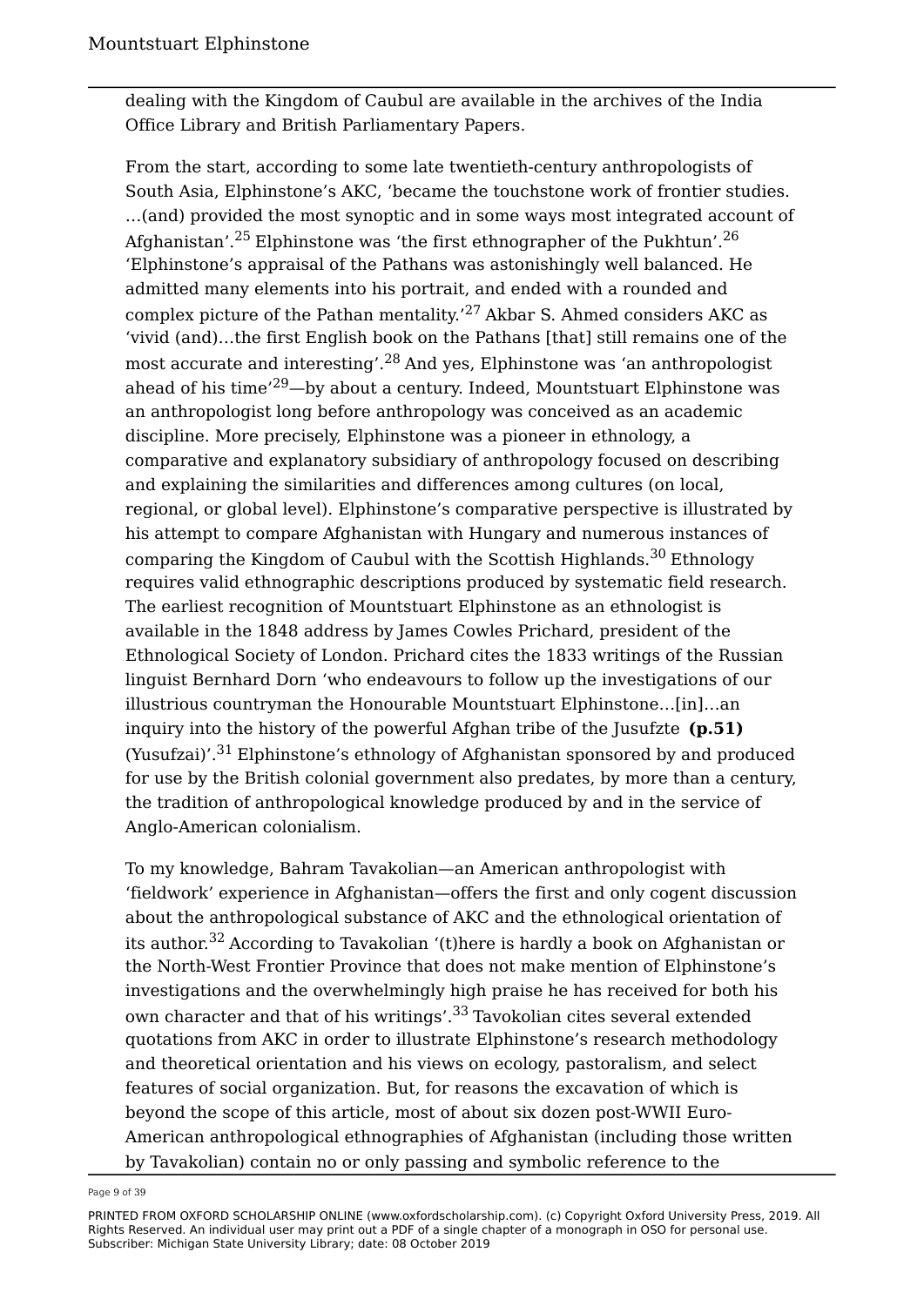dealing with the Kingdom of Caubul are available in the archives of the India Office Library and British Parliamentary Papers.

From the start, according to some late twentieth-century anthropologists of South Asia, Elphinstone's AKC, 'became the touchstone work of frontier studies. …(and) provided the most synoptic and in some ways most integrated account of Afghanistan'.[25] Elphinstone was 'the first ethnographer of the Pukhtun'.[26] 'Elphinstone's appraisal of the Pathans was astonishingly well balanced. He admitted many elements into his portrait, and ended with a rounded and complex picture of the Pathan mentality.'[27] Akbar S. Ahmed considers AKC as 'vivid (and)…the first English book on the Pathans [that] still remains one of the most accurate and interesting'.[28] And yes, Elphinstone was 'an anthropologist ahead of his time'[29]—by about a century. Indeed, Mountstuart Elphinstone was an anthropologist long before anthropology was conceived as an academic discipline. More precisely, Elphinstone was a pioneer in ethnology, a comparative and explanatory subsidiary of anthropology focused on describing and explaining the similarities and differences among cultures (on local, regional, or global level). Elphinstone's comparative perspective is illustrated by his attempt to compare Afghanistan with Hungary and numerous instances of comparing the Kingdom of Caubul with the Scottish Highlands.[30] Ethnology requires valid ethnographic descriptions produced by systematic field research. The earliest recognition of Mountstuart Elphinstone as an ethnologist is available in the 1848 address by James Cowles Prichard, president of the Ethnological Society of London. Prichard cites the 1833 writings of the Russian linguist Bernhard Dorn 'who endeavours to follow up the investigations of our illustrious countryman the Honourable Mountstuart Elphinstone…[in]…an inquiry into the history of the powerful Afghan tribe of the Jusufzte **(p.51)** (Yusufzai)'.[31] Elphinstone's ethnology of Afghanistan sponsored by and produced for use by the British colonial government also predates, by more than a century, the tradition of anthropological knowledge produced by and in the service of Anglo-American colonialism.

To my knowledge, Bahram Tavakolian—an American anthropologist with 'fieldwork' experience in Afghanistan—offers the first and only cogent discussion about the anthropological substance of AKC and the ethnological orientation of its author.[32] According to Tavakolian '(t)here is hardly a book on Afghanistan or the North-West Frontier Province that does not make mention of Elphinstone's investigations and the overwhelmingly high praise he has received for both his own character and that of his writings'.[33] Tavokolian cites several extended quotations from AKC in order to illustrate Elphinstone's research methodology and theoretical orientation and his views on ecology, pastoralism, and select features of social organization. But, for reasons the excavation of which is beyond the scope of this article, most of about six dozen post-WWII Euro-American anthropological ethnographies of Afghanistan (including those written by Tavakolian) contain no or only passing and symbolic reference to the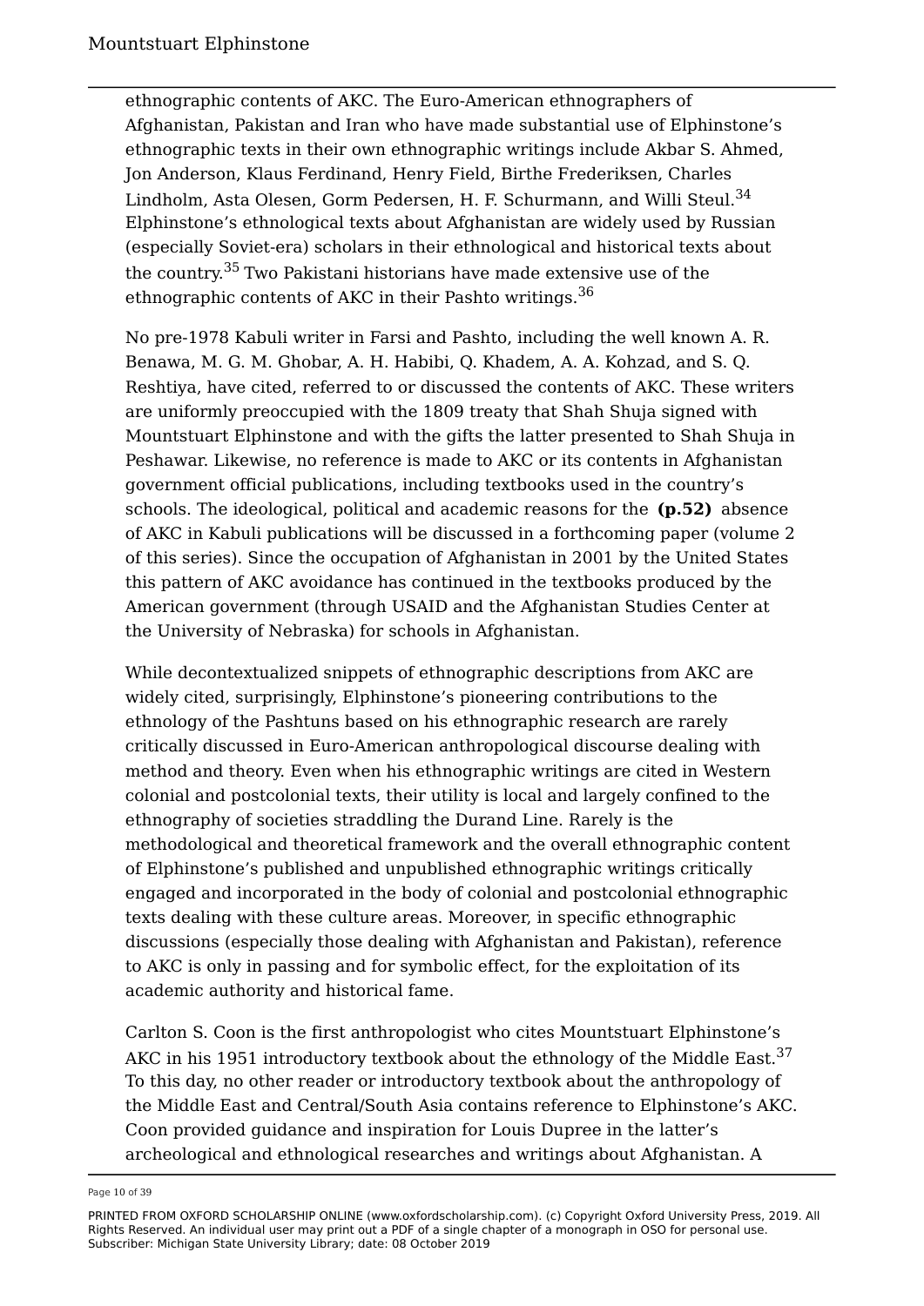ethnographic contents of AKC. The Euro-American ethnographers of Afghanistan, Pakistan and Iran who have made substantial use of Elphinstone's ethnographic texts in their own ethnographic writings include Akbar S. Ahmed, Jon Anderson, Klaus Ferdinand, Henry Field, Birthe Frederiksen, Charles Lindholm, Asta Olesen, Gorm Pedersen, H. F. Schurmann, and Willi Steul.[34] Elphinstone's ethnological texts about Afghanistan are widely used by Russian (especially Soviet-era) scholars in their ethnological and historical texts about the country.[35] Two Pakistani historians have made extensive use of the ethnographic contents of AKC in their Pashto writings.[36]

No pre-1978 Kabuli writer in Farsi and Pashto, including the well known A. R. Benawa, M. G. M. Ghobar, A. H. Habibi, Q. Khadem, A. A. Kohzad, and S. Q. Reshtiya, have cited, referred to or discussed the contents of AKC. These writers are uniformly preoccupied with the 1809 treaty that Shah Shuja signed with Mountstuart Elphinstone and with the gifts the latter presented to Shah Shuja in Peshawar. Likewise, no reference is made to AKC or its contents in Afghanistan government official publications, including textbooks used in the country's schools. The ideological, political and academic reasons for the **(p.52)** absence of AKC in Kabuli publications will be discussed in a forthcoming paper (volume 2 of this series). Since the occupation of Afghanistan in 2001 by the United States this pattern of AKC avoidance has continued in the textbooks produced by the American government (through USAID and the Afghanistan Studies Center at the University of Nebraska) for schools in Afghanistan.

While decontextualized snippets of ethnographic descriptions from AKC are widely cited, surprisingly, Elphinstone's pioneering contributions to the ethnology of the Pashtuns based on his ethnographic research are rarely critically discussed in Euro-American anthropological discourse dealing with method and theory. Even when his ethnographic writings are cited in Western colonial and postcolonial texts, their utility is local and largely confined to the ethnography of societies straddling the Durand Line. Rarely is the methodological and theoretical framework and the overall ethnographic content of Elphinstone's published and unpublished ethnographic writings critically engaged and incorporated in the body of colonial and postcolonial ethnographic texts dealing with these culture areas. Moreover, in specific ethnographic discussions (especially those dealing with Afghanistan and Pakistan), reference to AKC is only in passing and for symbolic effect, for the exploitation of its academic authority and historical fame.

Carlton S. Coon is the first anthropologist who cites Mountstuart Elphinstone's AKC in his 1951 introductory textbook about the ethnology of the Middle East.[37] To this day, no other reader or introductory textbook about the anthropology of the Middle East and Central/South Asia contains reference to Elphinstone's AKC. Coon provided guidance and inspiration for Louis Dupree in the latter's archeological and ethnological researches and writings about Afghanistan. A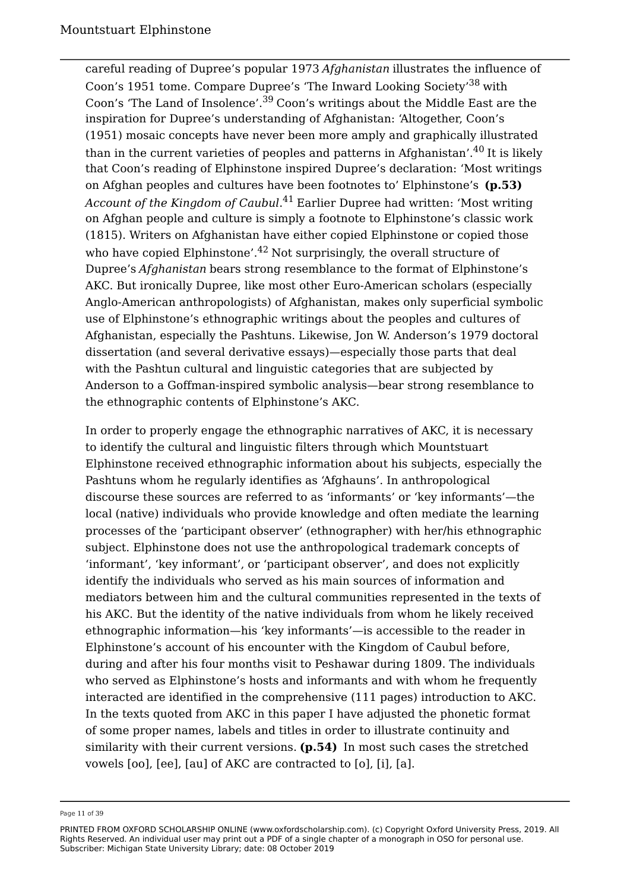careful reading of Dupree's popular 1973 *Afghanistan* illustrates the influence of Coon's 1951 tome. Compare Dupree's 'The Inward Looking Society'[38] with Coon's 'The Land of Insolence'.[39] Coon's writings about the Middle East are the inspiration for Dupree's understanding of Afghanistan: 'Altogether, Coon's (1951) mosaic concepts have never been more amply and graphically illustrated than in the current varieties of peoples and patterns in Afghanistan'.[40] It is likely that Coon's reading of Elphinstone inspired Dupree's declaration: 'Most writings on Afghan peoples and cultures have been footnotes to' Elphinstone's **(p.53)** *Account of the Kingdom of Caubul*.[41] Earlier Dupree had written: 'Most writing on Afghan people and culture is simply a footnote to Elphinstone's classic work (1815). Writers on Afghanistan have either copied Elphinstone or copied those who have copied Elphinstone'.[42] Not surprisingly, the overall structure of Dupree's *Afghanistan* bears strong resemblance to the format of Elphinstone's AKC. But ironically Dupree, like most other Euro-American scholars (especially Anglo-American anthropologists) of Afghanistan, makes only superficial symbolic use of Elphinstone's ethnographic writings about the peoples and cultures of Afghanistan, especially the Pashtuns. Likewise, Jon W. Anderson's 1979 doctoral dissertation (and several derivative essays)—especially those parts that deal with the Pashtun cultural and linguistic categories that are subjected by Anderson to a Goffman-inspired symbolic analysis—bear strong resemblance to the ethnographic contents of Elphinstone's AKC.

In order to properly engage the ethnographic narratives of AKC, it is necessary to identify the cultural and linguistic filters through which Mountstuart Elphinstone received ethnographic information about his subjects, especially the Pashtuns whom he regularly identifies as 'Afghauns'. In anthropological discourse these sources are referred to as 'informants' or 'key informants'—the local (native) individuals who provide knowledge and often mediate the learning processes of the 'participant observer' (ethnographer) with her/his ethnographic subject. Elphinstone does not use the anthropological trademark concepts of 'informant', 'key informant', or 'participant observer', and does not explicitly identify the individuals who served as his main sources of information and mediators between him and the cultural communities represented in the texts of his AKC. But the identity of the native individuals from whom he likely received ethnographic information—his 'key informants'—is accessible to the reader in Elphinstone's account of his encounter with the Kingdom of Caubul before, during and after his four months visit to Peshawar during 1809. The individuals who served as Elphinstone's hosts and informants and with whom he frequently interacted are identified in the comprehensive (111 pages) introduction to AKC. In the texts quoted from AKC in this paper I have adjusted the phonetic format of some proper names, labels and titles in order to illustrate continuity and similarity with their current versions. **(p.54)** In most such cases the stretched vowels [oo], [ee], [au] of AKC are contracted to [o], [i], [a].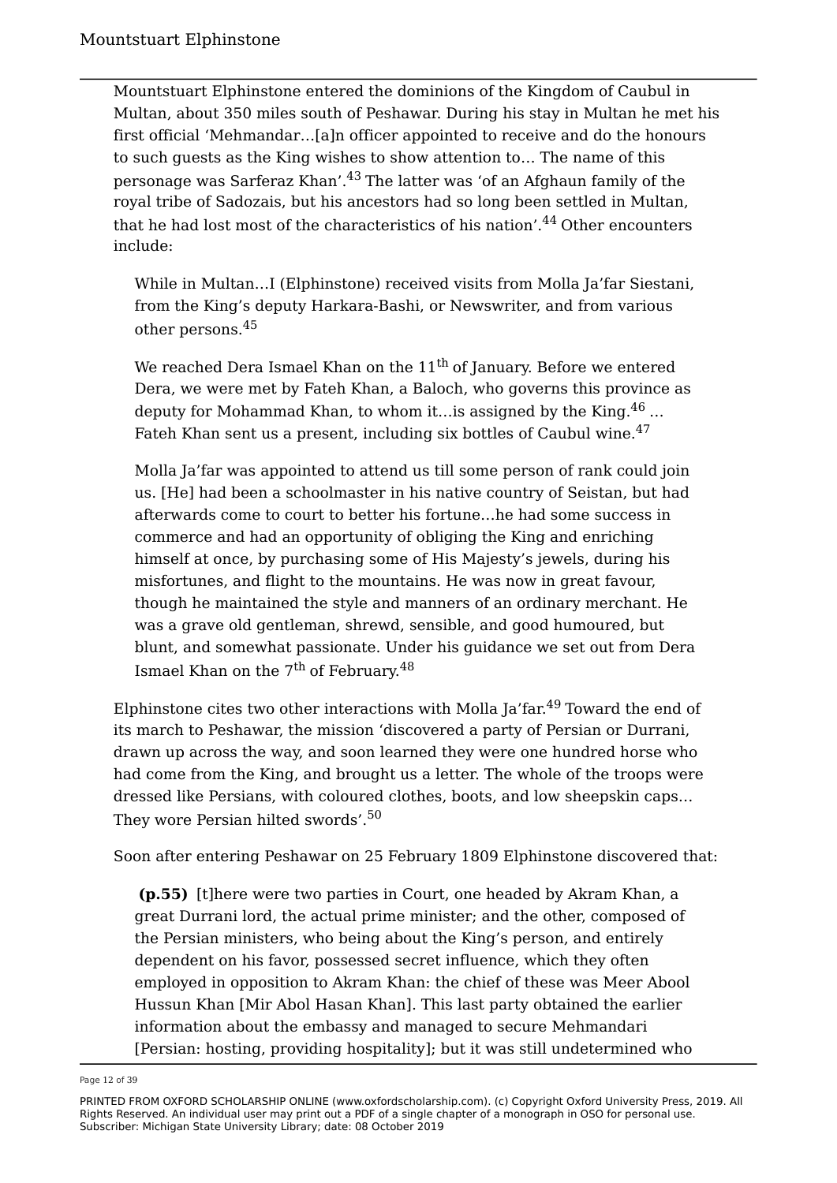Mountstuart Elphinstone entered the dominions of the Kingdom of Caubul in Multan, about 350 miles south of Peshawar. During his stay in Multan he met his first official 'Mehmandar…[a]n officer appointed to receive and do the honours to such guests as the King wishes to show attention to… The name of this personage was Sarferaz Khan'.[43] The latter was 'of an Afghaun family of the royal tribe of Sadozais, but his ancestors had so long been settled in Multan, that he had lost most of the characteristics of his nation'.[44] Other encounters include:

> While in Multan…I (Elphinstone) received visits from Molla Ja'far Siestani, from the King's deputy Harkara-Bashi, or Newswriter, and from various other persons.[45]
>
> We reached Dera Ismael Khan on the 11th of January. Before we entered Dera, we were met by Fateh Khan, a Baloch, who governs this province as deputy for Mohammad Khan, to whom it…is assigned by the King.[46] … Fateh Khan sent us a present, including six bottles of Caubul wine.[47]
>
> Molla Ja'far was appointed to attend us till some person of rank could join us. [He] had been a schoolmaster in his native country of Seistan, but had afterwards come to court to better his fortune…he had some success in commerce and had an opportunity of obliging the King and enriching himself at once, by purchasing some of His Majesty's jewels, during his misfortunes, and flight to the mountains. He was now in great favour, though he maintained the style and manners of an ordinary merchant. He was a grave old gentleman, shrewd, sensible, and good humoured, but blunt, and somewhat passionate. Under his guidance we set out from Dera Ismael Khan on the 7th of February.[48]

Elphinstone cites two other interactions with Molla Ja'far.[49] Toward the end of its march to Peshawar, the mission 'discovered a party of Persian or Durrani, drawn up across the way, and soon learned they were one hundred horse who had come from the King, and brought us a letter. The whole of the troops were dressed like Persians, with coloured clothes, boots, and low sheepskin caps… They wore Persian hilted swords'.[50]

Soon after entering Peshawar on 25 February 1809 Elphinstone discovered that:

> **(p.55)** [t]here were two parties in Court, one headed by Akram Khan, a great Durrani lord, the actual prime minister; and the other, composed of the Persian ministers, who being about the King's person, and entirely dependent on his favor, possessed secret influence, which they often employed in opposition to Akram Khan: the chief of these was Meer Abool Hussun Khan [Mir Abol Hasan Khan]. This last party obtained the earlier information about the embassy and managed to secure Mehmandari [Persian: hosting, providing hospitality]; but it was still undetermined who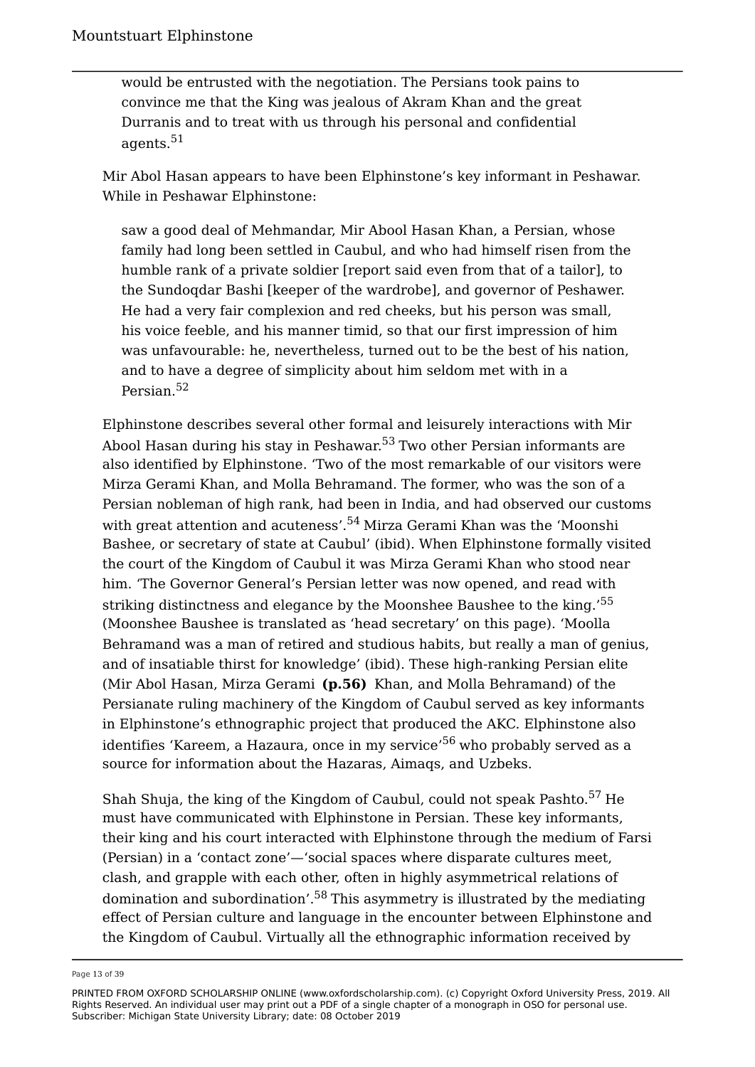> would be entrusted with the negotiation. The Persians took pains to convince me that the King was jealous of Akram Khan and the great Durranis and to treat with us through his personal and confidential agents.[51]

Mir Abol Hasan appears to have been Elphinstone's key informant in Peshawar. While in Peshawar Elphinstone:

> saw a good deal of Mehmandar, Mir Abool Hasan Khan, a Persian, whose family had long been settled in Caubul, and who had himself risen from the humble rank of a private soldier [report said even from that of a tailor], to the Sundoqdar Bashi [keeper of the wardrobe], and governor of Peshawer. He had a very fair complexion and red cheeks, but his person was small, his voice feeble, and his manner timid, so that our first impression of him was unfavourable: he, nevertheless, turned out to be the best of his nation, and to have a degree of simplicity about him seldom met with in a Persian.[52]

Elphinstone describes several other formal and leisurely interactions with Mir Abool Hasan during his stay in Peshawar.[53] Two other Persian informants are also identified by Elphinstone. 'Two of the most remarkable of our visitors were Mirza Gerami Khan, and Molla Behramand. The former, who was the son of a Persian nobleman of high rank, had been in India, and had observed our customs with great attention and acuteness'.[54] Mirza Gerami Khan was the 'Moonshi Bashee, or secretary of state at Caubul' (ibid). When Elphinstone formally visited the court of the Kingdom of Caubul it was Mirza Gerami Khan who stood near him. 'The Governor General's Persian letter was now opened, and read with striking distinctness and elegance by the Moonshee Baushee to the king.'[55] (Moonshee Baushee is translated as 'head secretary' on this page). 'Moolla Behramand was a man of retired and studious habits, but really a man of genius, and of insatiable thirst for knowledge' (ibid). These high-ranking Persian elite (Mir Abol Hasan, Mirza Gerami **(p.56)** Khan, and Molla Behramand) of the Persianate ruling machinery of the Kingdom of Caubul served as key informants in Elphinstone's ethnographic project that produced the AKC. Elphinstone also identifies 'Kareem, a Hazaura, once in my service'[56] who probably served as a source for information about the Hazaras, Aimaqs, and Uzbeks.

Shah Shuja, the king of the Kingdom of Caubul, could not speak Pashto.[57] He must have communicated with Elphinstone in Persian. These key informants, their king and his court interacted with Elphinstone through the medium of Farsi (Persian) in a 'contact zone'—'social spaces where disparate cultures meet, clash, and grapple with each other, often in highly asymmetrical relations of domination and subordination'.[58] This asymmetry is illustrated by the mediating effect of Persian culture and language in the encounter between Elphinstone and the Kingdom of Caubul. Virtually all the ethnographic information received by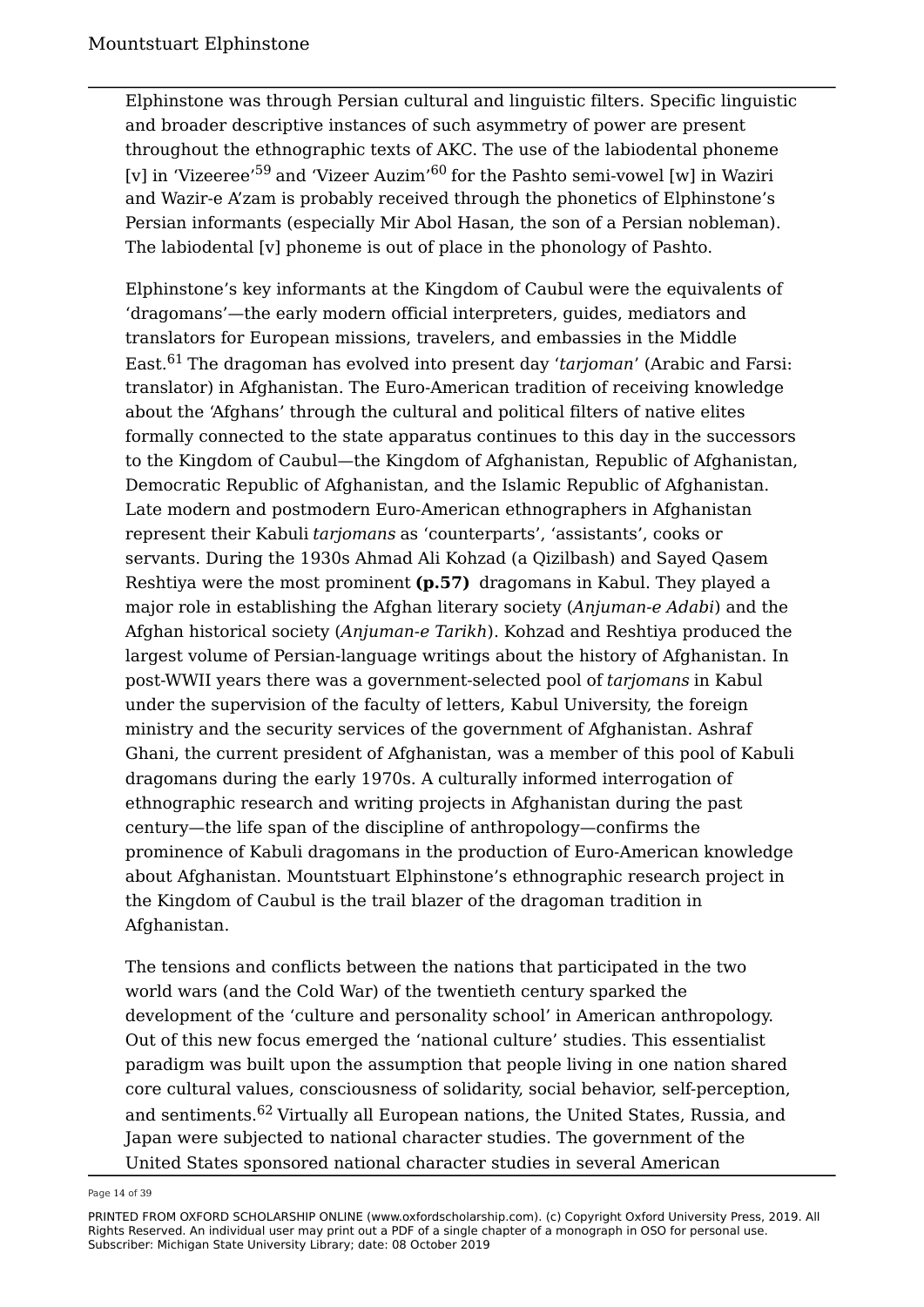Elphinstone was through Persian cultural and linguistic filters. Specific linguistic and broader descriptive instances of such asymmetry of power are present throughout the ethnographic texts of AKC. The use of the labiodental phoneme [v] in 'Vizeeree'[59] and 'Vizeer Auzim'[60] for the Pashto semi-vowel [w] in Waziri and Wazir-e A'zam is probably received through the phonetics of Elphinstone's Persian informants (especially Mir Abol Hasan, the son of a Persian nobleman). The labiodental [v] phoneme is out of place in the phonology of Pashto.

Elphinstone's key informants at the Kingdom of Caubul were the equivalents of 'dragomans'—the early modern official interpreters, guides, mediators and translators for European missions, travelers, and embassies in the Middle East.[61] The dragoman has evolved into present day '*tarjoman*' (Arabic and Farsi: translator) in Afghanistan. The Euro-American tradition of receiving knowledge about the 'Afghans' through the cultural and political filters of native elites formally connected to the state apparatus continues to this day in the successors to the Kingdom of Caubul—the Kingdom of Afghanistan, Republic of Afghanistan, Democratic Republic of Afghanistan, and the Islamic Republic of Afghanistan. Late modern and postmodern Euro-American ethnographers in Afghanistan represent their Kabuli *tarjomans* as 'counterparts', 'assistants', cooks or servants. During the 1930s Ahmad Ali Kohzad (a Qizilbash) and Sayed Qasem Reshtiya were the most prominent **(p.57)** dragomans in Kabul. They played a major role in establishing the Afghan literary society (*Anjuman-e Adabi*) and the Afghan historical society (*Anjuman-e Tarikh*). Kohzad and Reshtiya produced the largest volume of Persian-language writings about the history of Afghanistan. In post-WWII years there was a government-selected pool of *tarjomans* in Kabul under the supervision of the faculty of letters, Kabul University, the foreign ministry and the security services of the government of Afghanistan. Ashraf Ghani, the current president of Afghanistan, was a member of this pool of Kabuli dragomans during the early 1970s. A culturally informed interrogation of ethnographic research and writing projects in Afghanistan during the past century—the life span of the discipline of anthropology—confirms the prominence of Kabuli dragomans in the production of Euro-American knowledge about Afghanistan. Mountstuart Elphinstone's ethnographic research project in the Kingdom of Caubul is the trail blazer of the dragoman tradition in Afghanistan.

The tensions and conflicts between the nations that participated in the two world wars (and the Cold War) of the twentieth century sparked the development of the 'culture and personality school' in American anthropology. Out of this new focus emerged the 'national culture' studies. This essentialist paradigm was built upon the assumption that people living in one nation shared core cultural values, consciousness of solidarity, social behavior, self-perception, and sentiments.[62] Virtually all European nations, the United States, Russia, and Japan were subjected to national character studies. The government of the United States sponsored national character studies in several American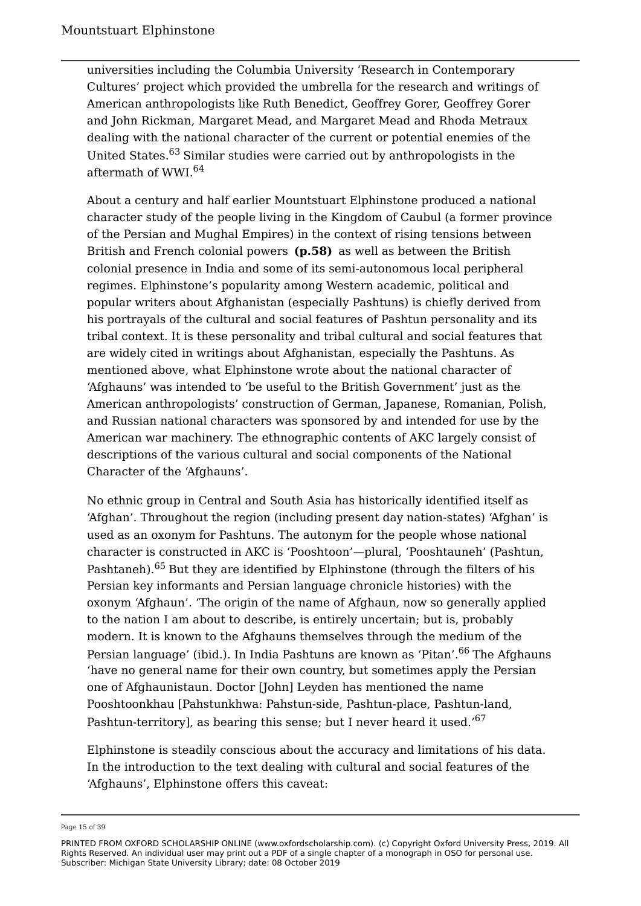universities including the Columbia University 'Research in Contemporary Cultures' project which provided the umbrella for the research and writings of American anthropologists like Ruth Benedict, Geoffrey Gorer, Geoffrey Gorer and John Rickman, Margaret Mead, and Margaret Mead and Rhoda Metraux dealing with the national character of the current or potential enemies of the United States.[63] Similar studies were carried out by anthropologists in the aftermath of WWI.[64]

About a century and half earlier Mountstuart Elphinstone produced a national character study of the people living in the Kingdom of Caubul (a former province of the Persian and Mughal Empires) in the context of rising tensions between British and French colonial powers **(p.58)** as well as between the British colonial presence in India and some of its semi-autonomous local peripheral regimes. Elphinstone's popularity among Western academic, political and popular writers about Afghanistan (especially Pashtuns) is chiefly derived from his portrayals of the cultural and social features of Pashtun personality and its tribal context. It is these personality and tribal cultural and social features that are widely cited in writings about Afghanistan, especially the Pashtuns. As mentioned above, what Elphinstone wrote about the national character of 'Afghauns' was intended to 'be useful to the British Government' just as the American anthropologists' construction of German, Japanese, Romanian, Polish, and Russian national characters was sponsored by and intended for use by the American war machinery. The ethnographic contents of AKC largely consist of descriptions of the various cultural and social components of the National Character of the 'Afghauns'.

No ethnic group in Central and South Asia has historically identified itself as 'Afghan'. Throughout the region (including present day nation-states) 'Afghan' is used as an oxonym for Pashtuns. The autonym for the people whose national character is constructed in AKC is 'Pooshtoon'—plural, 'Pooshtauneh' (Pashtun, Pashtaneh).[65] But they are identified by Elphinstone (through the filters of his Persian key informants and Persian language chronicle histories) with the oxonym 'Afghaun'. 'The origin of the name of Afghaun, now so generally applied to the nation I am about to describe, is entirely uncertain; but is, probably modern. It is known to the Afghauns themselves through the medium of the Persian language' (ibid.). In India Pashtuns are known as 'Pitan'.[66] The Afghauns 'have no general name for their own country, but sometimes apply the Persian one of Afghaunistaun. Doctor [John] Leyden has mentioned the name Pooshtoonkhau [Pahstunkhwa: Pahstun-side, Pashtun-place, Pashtun-land, Pashtun-territory], as bearing this sense; but I never heard it used.'[67]

Elphinstone is steadily conscious about the accuracy and limitations of his data. In the introduction to the text dealing with cultural and social features of the 'Afghauns', Elphinstone offers this caveat: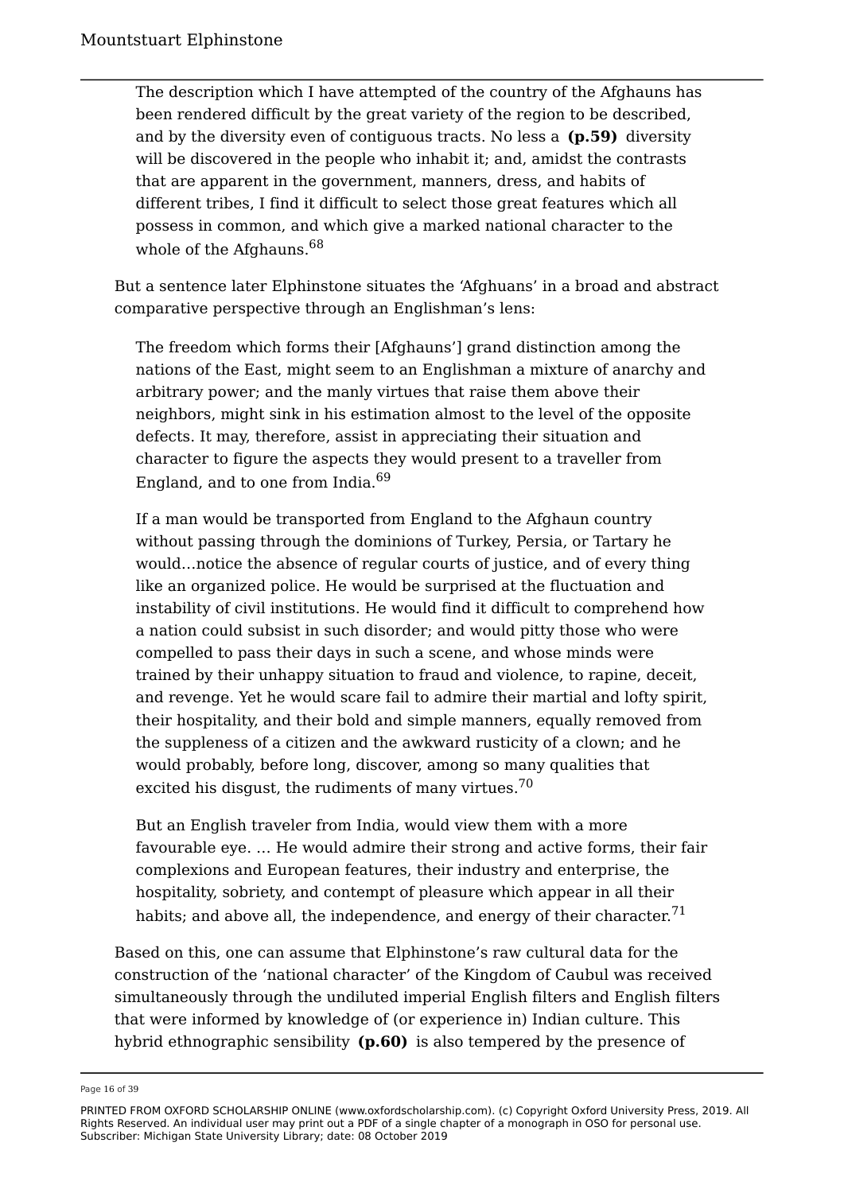> The description which I have attempted of the country of the Afghauns has been rendered difficult by the great variety of the region to be described, and by the diversity even of contiguous tracts. No less a **(p.59)** diversity will be discovered in the people who inhabit it; and, amidst the contrasts that are apparent in the government, manners, dress, and habits of different tribes, I find it difficult to select those great features which all possess in common, and which give a marked national character to the whole of the Afghauns.[68]

But a sentence later Elphinstone situates the 'Afghuans' in a broad and abstract comparative perspective through an Englishman's lens:

> The freedom which forms their [Afghauns'] grand distinction among the nations of the East, might seem to an Englishman a mixture of anarchy and arbitrary power; and the manly virtues that raise them above their neighbors, might sink in his estimation almost to the level of the opposite defects. It may, therefore, assist in appreciating their situation and character to figure the aspects they would present to a traveller from England, and to one from India.[69]
>
> If a man would be transported from England to the Afghaun country without passing through the dominions of Turkey, Persia, or Tartary he would…notice the absence of regular courts of justice, and of every thing like an organized police. He would be surprised at the fluctuation and instability of civil institutions. He would find it difficult to comprehend how a nation could subsist in such disorder; and would pitty those who were compelled to pass their days in such a scene, and whose minds were trained by their unhappy situation to fraud and violence, to rapine, deceit, and revenge. Yet he would scare fail to admire their martial and lofty spirit, their hospitality, and their bold and simple manners, equally removed from the suppleness of a citizen and the awkward rusticity of a clown; and he would probably, before long, discover, among so many qualities that excited his disgust, the rudiments of many virtues.[70]
>
> But an English traveler from India, would view them with a more favourable eye. … He would admire their strong and active forms, their fair complexions and European features, their industry and enterprise, the hospitality, sobriety, and contempt of pleasure which appear in all their habits; and above all, the independence, and energy of their character.[71]

Based on this, one can assume that Elphinstone's raw cultural data for the construction of the 'national character' of the Kingdom of Caubul was received simultaneously through the undiluted imperial English filters and English filters that were informed by knowledge of (or experience in) Indian culture. This hybrid ethnographic sensibility **(p.60)** is also tempered by the presence of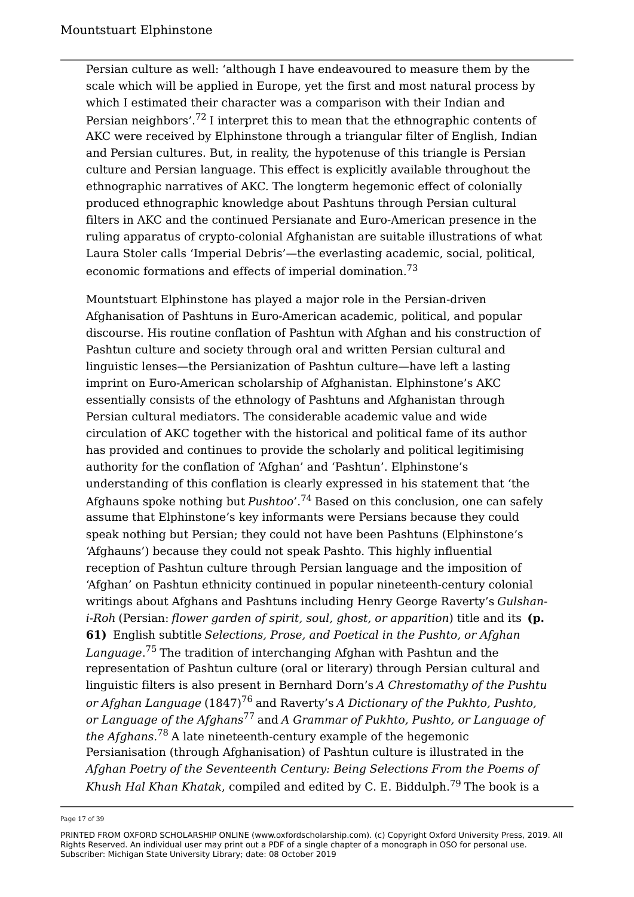Persian culture as well: ‘although I have endeavoured to measure them by the scale which will be applied in Europe, yet the first and most natural process by which I estimated their character was a comparison with their Indian and Persian neighbors’.[72] I interpret this to mean that the ethnographic contents of AKC were received by Elphinstone through a triangular filter of English, Indian and Persian cultures. But, in reality, the hypotenuse of this triangle is Persian culture and Persian language. This effect is explicitly available throughout the ethnographic narratives of AKC. The longterm hegemonic effect of colonially produced ethnographic knowledge about Pashtuns through Persian cultural filters in AKC and the continued Persianate and Euro-American presence in the ruling apparatus of crypto-colonial Afghanistan are suitable illustrations of what Laura Stoler calls ‘Imperial Debris’—the everlasting academic, social, political, economic formations and effects of imperial domination.[73]

Mountstuart Elphinstone has played a major role in the Persian-driven Afghanisation of Pashtuns in Euro-American academic, political, and popular discourse. His routine conflation of Pashtun with Afghan and his construction of Pashtun culture and society through oral and written Persian cultural and linguistic lenses—the Persianization of Pashtun culture—have left a lasting imprint on Euro-American scholarship of Afghanistan. Elphinstone’s AKC essentially consists of the ethnology of Pashtuns and Afghanistan through Persian cultural mediators. The considerable academic value and wide circulation of AKC together with the historical and political fame of its author has provided and continues to provide the scholarly and political legitimising authority for the conflation of ‘Afghan’ and ‘Pashtun’. Elphinstone’s understanding of this conflation is clearly expressed in his statement that ‘the Afghauns spoke nothing but *Pushtoo*’.[74] Based on this conclusion, one can safely assume that Elphinstone’s key informants were Persians because they could speak nothing but Persian; they could not have been Pashtuns (Elphinstone’s ‘Afghauns’) because they could not speak Pashto. This highly influential reception of Pashtun culture through Persian language and the imposition of ‘Afghan’ on Pashtun ethnicity continued in popular nineteenth-century colonial writings about Afghans and Pashtuns including Henry George Raverty’s *Gulshan-i-Roh* (Persian: *flower garden of spirit, soul, ghost, or apparition*) title and its **(p. 61)** English subtitle *Selections, Prose, and Poetical in the Pushto, or Afghan Language*.[75] The tradition of interchanging Afghan with Pashtun and the representation of Pashtun culture (oral or literary) through Persian cultural and linguistic filters is also present in Bernhard Dorn’s *A Chrestomathy of the Pushtu or Afghan Language* (1847)[76] and Raverty’s *A Dictionary of the Pukhto, Pushto, or Language of the Afghans*[77] and *A Grammar of Pukhto, Pushto, or Language of the Afghans*.[78] A late nineteenth-century example of the hegemonic Persianisation (through Afghanisation) of Pashtun culture is illustrated in the *Afghan Poetry of the Seventeenth Century: Being Selections From the Poems of Khush Hal Khan Khatak*, compiled and edited by C. E. Biddulph.[79] The book is a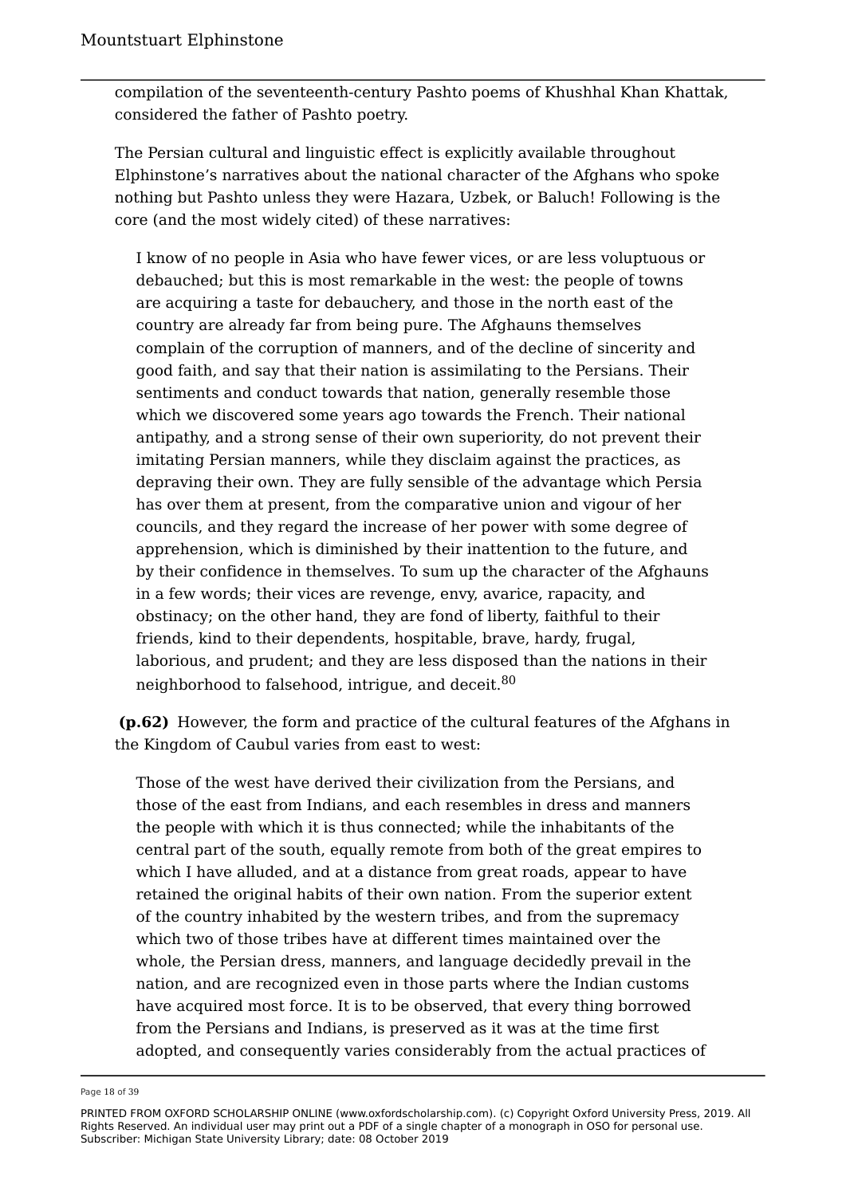compilation of the seventeenth-century Pashto poems of Khushhal Khan Khattak, considered the father of Pashto poetry.

The Persian cultural and linguistic effect is explicitly available throughout Elphinstone's narratives about the national character of the Afghans who spoke nothing but Pashto unless they were Hazara, Uzbek, or Baluch! Following is the core (and the most widely cited) of these narratives:

> I know of no people in Asia who have fewer vices, or are less voluptuous or debauched; but this is most remarkable in the west: the people of towns are acquiring a taste for debauchery, and those in the north east of the country are already far from being pure. The Afghauns themselves complain of the corruption of manners, and of the decline of sincerity and good faith, and say that their nation is assimilating to the Persians. Their sentiments and conduct towards that nation, generally resemble those which we discovered some years ago towards the French. Their national antipathy, and a strong sense of their own superiority, do not prevent their imitating Persian manners, while they disclaim against the practices, as depraving their own. They are fully sensible of the advantage which Persia has over them at present, from the comparative union and vigour of her councils, and they regard the increase of her power with some degree of apprehension, which is diminished by their inattention to the future, and by their confidence in themselves. To sum up the character of the Afghauns in a few words; their vices are revenge, envy, avarice, rapacity, and obstinacy; on the other hand, they are fond of liberty, faithful to their friends, kind to their dependents, hospitable, brave, hardy, frugal, laborious, and prudent; and they are less disposed than the nations in their neighborhood to falsehood, intrigue, and deceit.[80]

**(p.62)** However, the form and practice of the cultural features of the Afghans in the Kingdom of Caubul varies from east to west:

> Those of the west have derived their civilization from the Persians, and those of the east from Indians, and each resembles in dress and manners the people with which it is thus connected; while the inhabitants of the central part of the south, equally remote from both of the great empires to which I have alluded, and at a distance from great roads, appear to have retained the original habits of their own nation. From the superior extent of the country inhabited by the western tribes, and from the supremacy which two of those tribes have at different times maintained over the whole, the Persian dress, manners, and language decidedly prevail in the nation, and are recognized even in those parts where the Indian customs have acquired most force. It is to be observed, that every thing borrowed from the Persians and Indians, is preserved as it was at the time first adopted, and consequently varies considerably from the actual practices of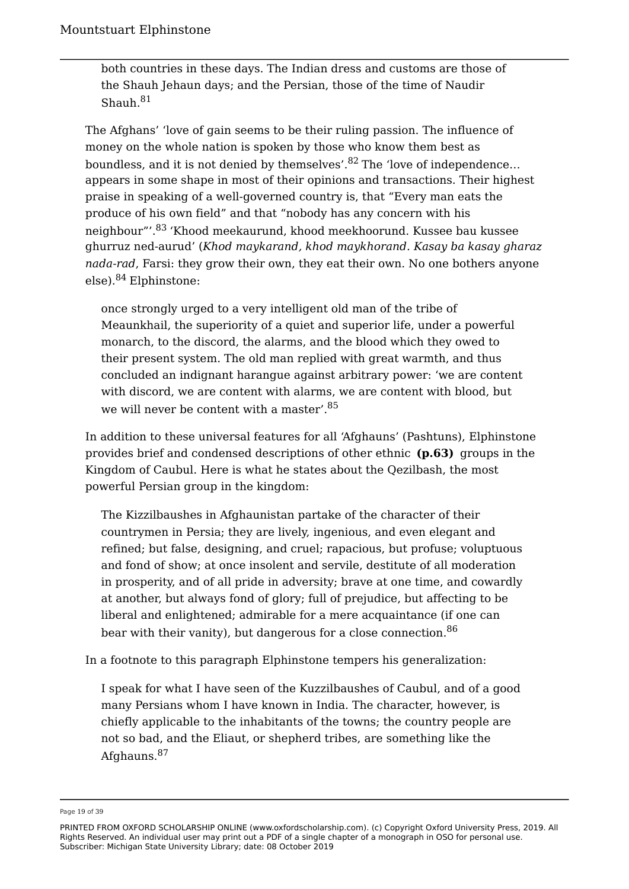> both countries in these days. The Indian dress and customs are those of the Shauh Jehaun days; and the Persian, those of the time of Naudir Shauh.[81]

The Afghans' 'love of gain seems to be their ruling passion. The influence of money on the whole nation is spoken by those who know them best as boundless, and it is not denied by themselves'.[82] The 'love of independence… appears in some shape in most of their opinions and transactions. Their highest praise in speaking of a well-governed country is, that "Every man eats the produce of his own field" and that "nobody has any concern with his neighbour"'.[83] 'Khood meekaurund, khood meekhoorund. Kussee bau kussee ghurruz ned-aurud' (*Khod maykarand, khod maykhorand. Kasay ba kasay gharaz nada-rad*, Farsi: they grow their own, they eat their own. No one bothers anyone else).[84] Elphinstone:

> once strongly urged to a very intelligent old man of the tribe of Meaunkhail, the superiority of a quiet and superior life, under a powerful monarch, to the discord, the alarms, and the blood which they owed to their present system. The old man replied with great warmth, and thus concluded an indignant harangue against arbitrary power: 'we are content with discord, we are content with alarms, we are content with blood, but we will never be content with a master'.[85]

In addition to these universal features for all 'Afghauns' (Pashtuns), Elphinstone provides brief and condensed descriptions of other ethnic **(p.63)** groups in the Kingdom of Caubul. Here is what he states about the Qezilbash, the most powerful Persian group in the kingdom:

> The Kizzilbaushes in Afghaunistan partake of the character of their countrymen in Persia; they are lively, ingenious, and even elegant and refined; but false, designing, and cruel; rapacious, but profuse; voluptuous and fond of show; at once insolent and servile, destitute of all moderation in prosperity, and of all pride in adversity; brave at one time, and cowardly at another, but always fond of glory; full of prejudice, but affecting to be liberal and enlightened; admirable for a mere acquaintance (if one can bear with their vanity), but dangerous for a close connection.[86]

In a footnote to this paragraph Elphinstone tempers his generalization:

> I speak for what I have seen of the Kuzzilbaushes of Caubul, and of a good many Persians whom I have known in India. The character, however, is chiefly applicable to the inhabitants of the towns; the country people are not so bad, and the Eliaut, or shepherd tribes, are something like the Afghauns.[87]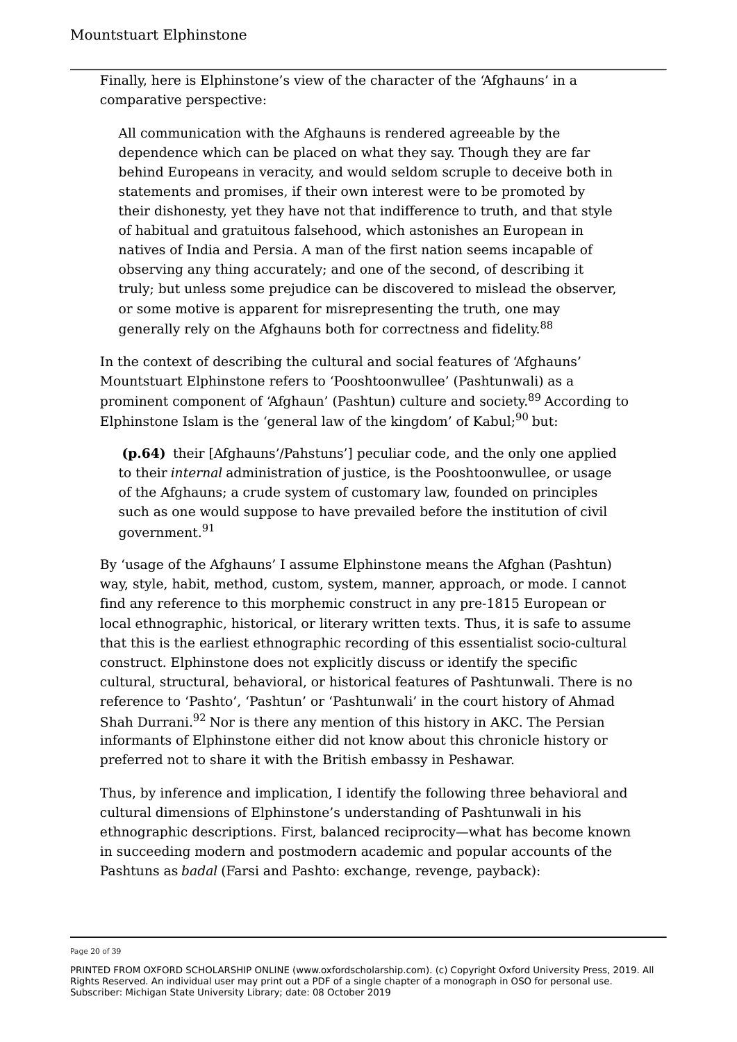Finally, here is Elphinstone's view of the character of the 'Afghauns' in a comparative perspective:

> All communication with the Afghauns is rendered agreeable by the dependence which can be placed on what they say. Though they are far behind Europeans in veracity, and would seldom scruple to deceive both in statements and promises, if their own interest were to be promoted by their dishonesty, yet they have not that indifference to truth, and that style of habitual and gratuitous falsehood, which astonishes an European in natives of India and Persia. A man of the first nation seems incapable of observing any thing accurately; and one of the second, of describing it truly; but unless some prejudice can be discovered to mislead the observer, or some motive is apparent for misrepresenting the truth, one may generally rely on the Afghauns both for correctness and fidelity.[88]

In the context of describing the cultural and social features of 'Afghauns' Mountstuart Elphinstone refers to 'Pooshtoonwullee' (Pashtunwali) as a prominent component of 'Afghaun' (Pashtun) culture and society.[89] According to Elphinstone Islam is the 'general law of the kingdom' of Kabul;[90] but:

> **(p.64)** their [Afghauns'/Pahstuns'] peculiar code, and the only one applied to their *internal* administration of justice, is the Pooshtoonwullee, or usage of the Afghauns; a crude system of customary law, founded on principles such as one would suppose to have prevailed before the institution of civil government.[91]

By 'usage of the Afghauns' I assume Elphinstone means the Afghan (Pashtun) way, style, habit, method, custom, system, manner, approach, or mode. I cannot find any reference to this morphemic construct in any pre-1815 European or local ethnographic, historical, or literary written texts. Thus, it is safe to assume that this is the earliest ethnographic recording of this essentialist socio-cultural construct. Elphinstone does not explicitly discuss or identify the specific cultural, structural, behavioral, or historical features of Pashtunwali. There is no reference to 'Pashto', 'Pashtun' or 'Pashtunwali' in the court history of Ahmad Shah Durrani.[92] Nor is there any mention of this history in AKC. The Persian informants of Elphinstone either did not know about this chronicle history or preferred not to share it with the British embassy in Peshawar.

Thus, by inference and implication, I identify the following three behavioral and cultural dimensions of Elphinstone's understanding of Pashtunwali in his ethnographic descriptions. First, balanced reciprocity—what has become known in succeeding modern and postmodern academic and popular accounts of the Pashtuns as *badal* (Farsi and Pashto: exchange, revenge, payback):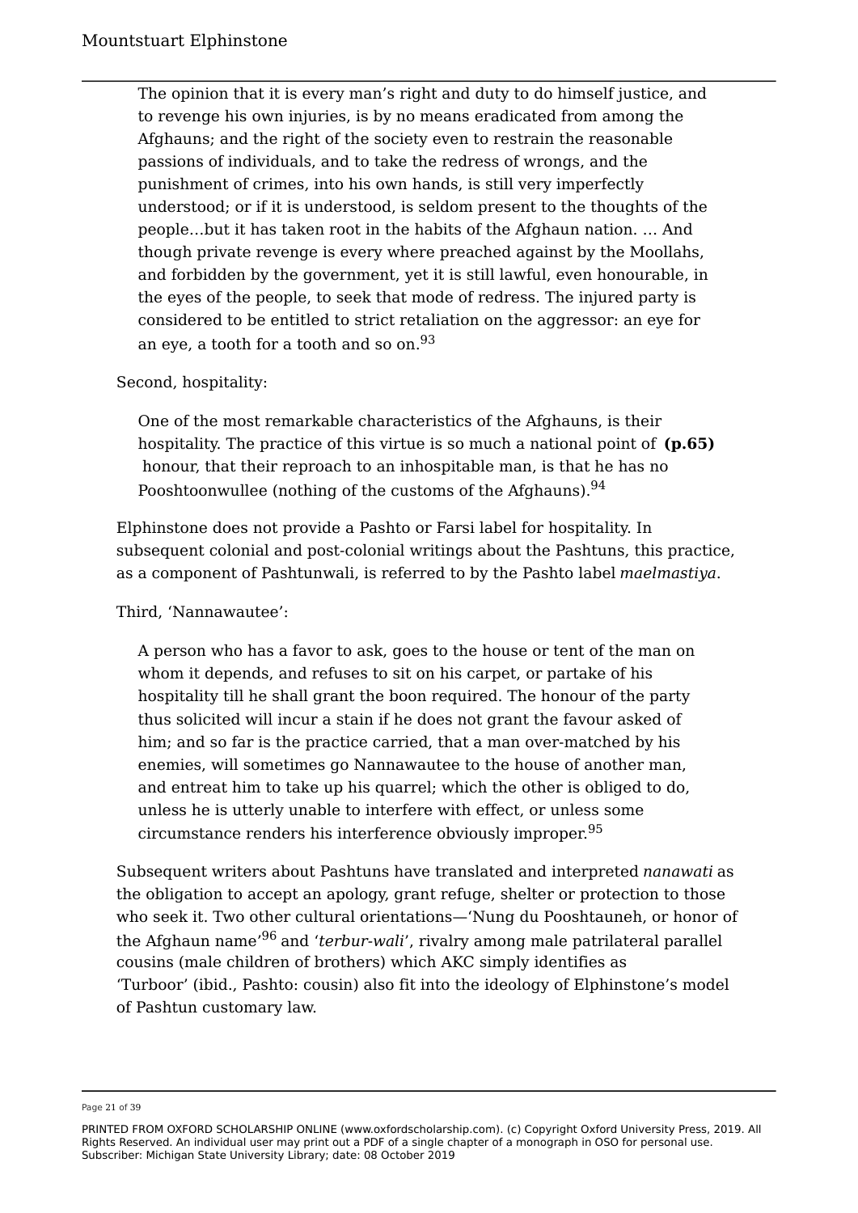> The opinion that it is every man's right and duty to do himself justice, and to revenge his own injuries, is by no means eradicated from among the Afghauns; and the right of the society even to restrain the reasonable passions of individuals, and to take the redress of wrongs, and the punishment of crimes, into his own hands, is still very imperfectly understood; or if it is understood, is seldom present to the thoughts of the people…but it has taken root in the habits of the Afghaun nation. … And though private revenge is every where preached against by the Moollahs, and forbidden by the government, yet it is still lawful, even honourable, in the eyes of the people, to seek that mode of redress. The injured party is considered to be entitled to strict retaliation on the aggressor: an eye for an eye, a tooth for a tooth and so on.[93]

Second, hospitality:

> One of the most remarkable characteristics of the Afghauns, is their hospitality. The practice of this virtue is so much a national point of **(p.65)** honour, that their reproach to an inhospitable man, is that he has no Pooshtoonwullee (nothing of the customs of the Afghauns).[94]

Elphinstone does not provide a Pashto or Farsi label for hospitality. In subsequent colonial and post-colonial writings about the Pashtuns, this practice, as a component of Pashtunwali, is referred to by the Pashto label *maelmastiya*.

Third, 'Nannawautee':

> A person who has a favor to ask, goes to the house or tent of the man on whom it depends, and refuses to sit on his carpet, or partake of his hospitality till he shall grant the boon required. The honour of the party thus solicited will incur a stain if he does not grant the favour asked of him; and so far is the practice carried, that a man over-matched by his enemies, will sometimes go Nannawautee to the house of another man, and entreat him to take up his quarrel; which the other is obliged to do, unless he is utterly unable to interfere with effect, or unless some circumstance renders his interference obviously improper.[95]

Subsequent writers about Pashtuns have translated and interpreted *nanawati* as the obligation to accept an apology, grant refuge, shelter or protection to those who seek it. Two other cultural orientations—'Nung du Pooshtauneh, or honor of the Afghaun name'[96] and '*terbur-wali*', rivalry among male patrilateral parallel cousins (male children of brothers) which AKC simply identifies as 'Turboor' (ibid., Pashto: cousin) also fit into the ideology of Elphinstone's model of Pashtun customary law.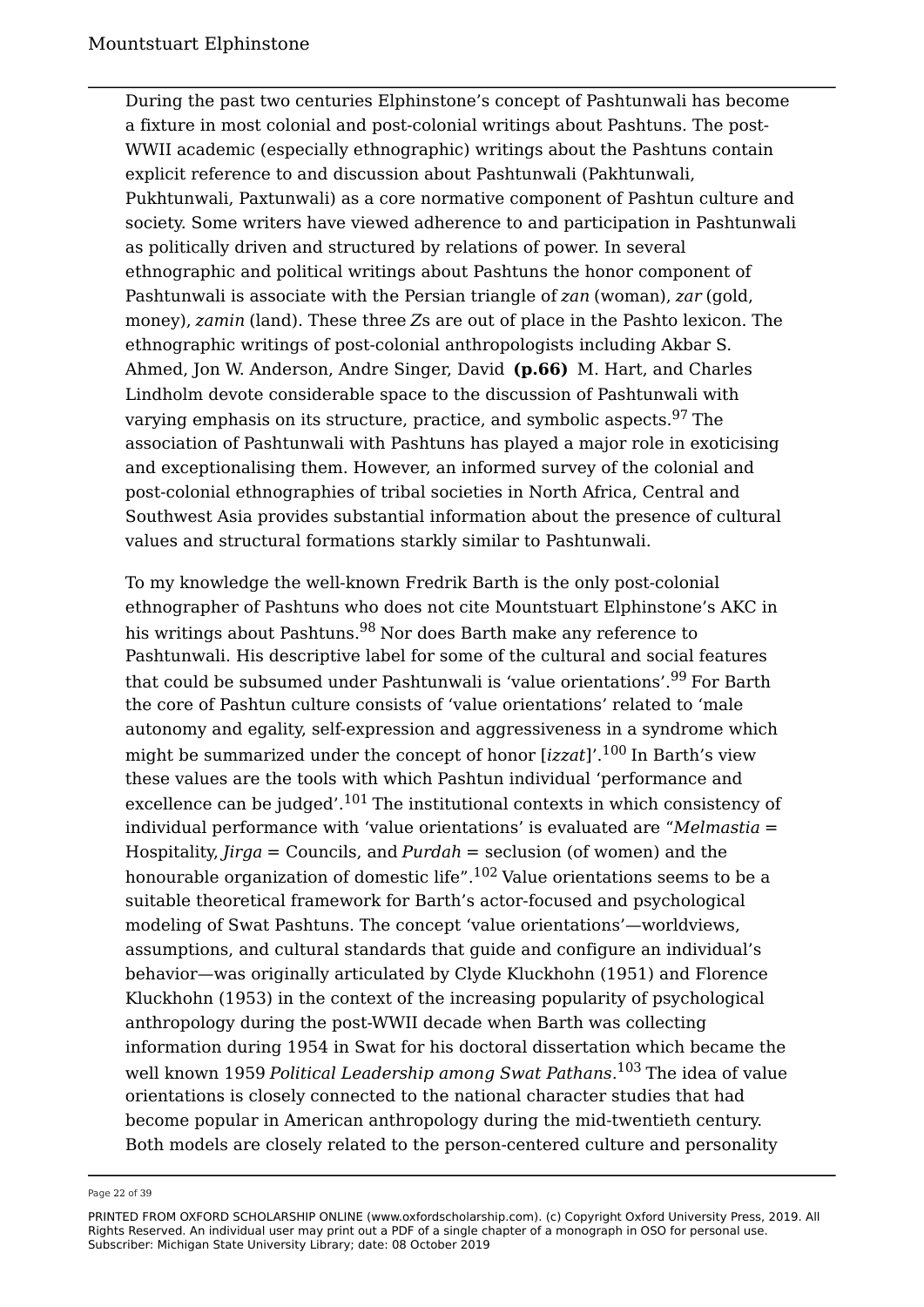During the past two centuries Elphinstone's concept of Pashtunwali has become a fixture in most colonial and post-colonial writings about Pashtuns. The post-WWII academic (especially ethnographic) writings about the Pashtuns contain explicit reference to and discussion about Pashtunwali (Pakhtunwali, Pukhtunwali, Paxtunwali) as a core normative component of Pashtun culture and society. Some writers have viewed adherence to and participation in Pashtunwali as politically driven and structured by relations of power. In several ethnographic and political writings about Pashtuns the honor component of Pashtunwali is associate with the Persian triangle of *zan* (woman), *zar* (gold, money), *zamin* (land). These three *Z*s are out of place in the Pashto lexicon. The ethnographic writings of post-colonial anthropologists including Akbar S. Ahmed, Jon W. Anderson, Andre Singer, David **(p.66)** M. Hart, and Charles Lindholm devote considerable space to the discussion of Pashtunwali with varying emphasis on its structure, practice, and symbolic aspects.[97] The association of Pashtunwali with Pashtuns has played a major role in exoticising and exceptionalising them. However, an informed survey of the colonial and post-colonial ethnographies of tribal societies in North Africa, Central and Southwest Asia provides substantial information about the presence of cultural values and structural formations starkly similar to Pashtunwali.

To my knowledge the well-known Fredrik Barth is the only post-colonial ethnographer of Pashtuns who does not cite Mountstuart Elphinstone's AKC in his writings about Pashtuns.[98] Nor does Barth make any reference to Pashtunwali. His descriptive label for some of the cultural and social features that could be subsumed under Pashtunwali is 'value orientations'.[99] For Barth the core of Pashtun culture consists of 'value orientations' related to 'male autonomy and egality, self-expression and aggressiveness in a syndrome which might be summarized under the concept of honor [*izzat*]'.[100] In Barth's view these values are the tools with which Pashtun individual 'performance and excellence can be judged'.[101] The institutional contexts in which consistency of individual performance with 'value orientations' is evaluated are "*Melmastia* = Hospitality, *Jirga* = Councils, and *Purdah* = seclusion (of women) and the honourable organization of domestic life".[102] Value orientations seems to be a suitable theoretical framework for Barth's actor-focused and psychological modeling of Swat Pashtuns. The concept 'value orientations'—worldviews, assumptions, and cultural standards that guide and configure an individual's behavior—was originally articulated by Clyde Kluckhohn (1951) and Florence Kluckhohn (1953) in the context of the increasing popularity of psychological anthropology during the post-WWII decade when Barth was collecting information during 1954 in Swat for his doctoral dissertation which became the well known 1959 *Political Leadership among Swat Pathans*.[103] The idea of value orientations is closely connected to the national character studies that had become popular in American anthropology during the mid-twentieth century. Both models are closely related to the person-centered culture and personality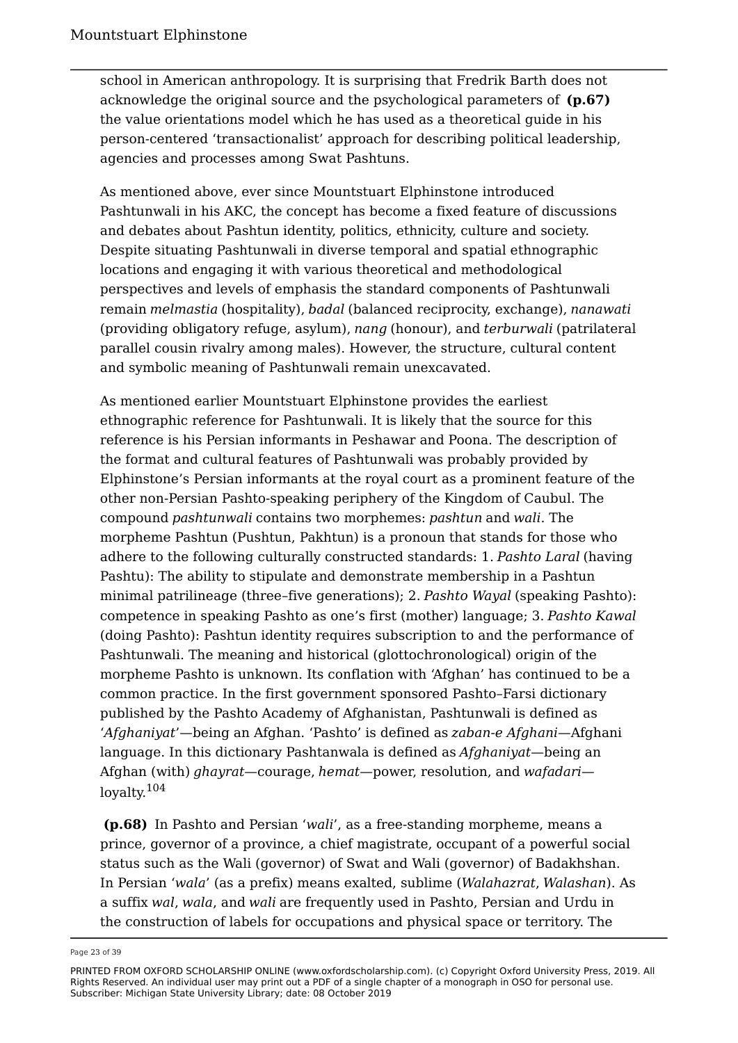school in American anthropology. It is surprising that Fredrik Barth does not acknowledge the original source and the psychological parameters of **(p.67)** the value orientations model which he has used as a theoretical guide in his person-centered 'transactionalist' approach for describing political leadership, agencies and processes among Swat Pashtuns.

As mentioned above, ever since Mountstuart Elphinstone introduced Pashtunwali in his AKC, the concept has become a fixed feature of discussions and debates about Pashtun identity, politics, ethnicity, culture and society. Despite situating Pashtunwali in diverse temporal and spatial ethnographic locations and engaging it with various theoretical and methodological perspectives and levels of emphasis the standard components of Pashtunwali remain *melmastia* (hospitality), *badal* (balanced reciprocity, exchange), *nanawati* (providing obligatory refuge, asylum), *nang* (honour), and *terburwali* (patrilateral parallel cousin rivalry among males). However, the structure, cultural content and symbolic meaning of Pashtunwali remain unexcavated.

As mentioned earlier Mountstuart Elphinstone provides the earliest ethnographic reference for Pashtunwali. It is likely that the source for this reference is his Persian informants in Peshawar and Poona. The description of the format and cultural features of Pashtunwali was probably provided by Elphinstone's Persian informants at the royal court as a prominent feature of the other non-Persian Pashto-speaking periphery of the Kingdom of Caubul. The compound *pashtunwali* contains two morphemes: *pashtun* and *wali*. The morpheme Pashtun (Pushtun, Pakhtun) is a pronoun that stands for those who adhere to the following culturally constructed standards: 1. *Pashto Laral* (having Pashtu): The ability to stipulate and demonstrate membership in a Pashtun minimal patrilineage (three–five generations); 2. *Pashto Wayal* (speaking Pashto): competence in speaking Pashto as one's first (mother) language; 3. *Pashto Kawal* (doing Pashto): Pashtun identity requires subscription to and the performance of Pashtunwali. The meaning and historical (glottochronological) origin of the morpheme Pashto is unknown. Its conflation with 'Afghan' has continued to be a common practice. In the first government sponsored Pashto–Farsi dictionary published by the Pashto Academy of Afghanistan, Pashtunwali is defined as '*Afghaniyat*'—being an Afghan. 'Pashto' is defined as *zaban-e Afghani*—Afghani language. In this dictionary Pashtanwala is defined as *Afghaniyat*—being an Afghan (with) *ghayrat*—courage, *hemat*—power, resolution, and *wafadari*—loyalty.[104]

**(p.68)** In Pashto and Persian '*wali*', as a free-standing morpheme, means a prince, governor of a province, a chief magistrate, occupant of a powerful social status such as the Wali (governor) of Swat and Wali (governor) of Badakhshan. In Persian '*wala*' (as a prefix) means exalted, sublime (*Walahazrat*, *Walashan*). As a suffix *wal*, *wala*, and *wali* are frequently used in Pashto, Persian and Urdu in the construction of labels for occupations and physical space or territory. The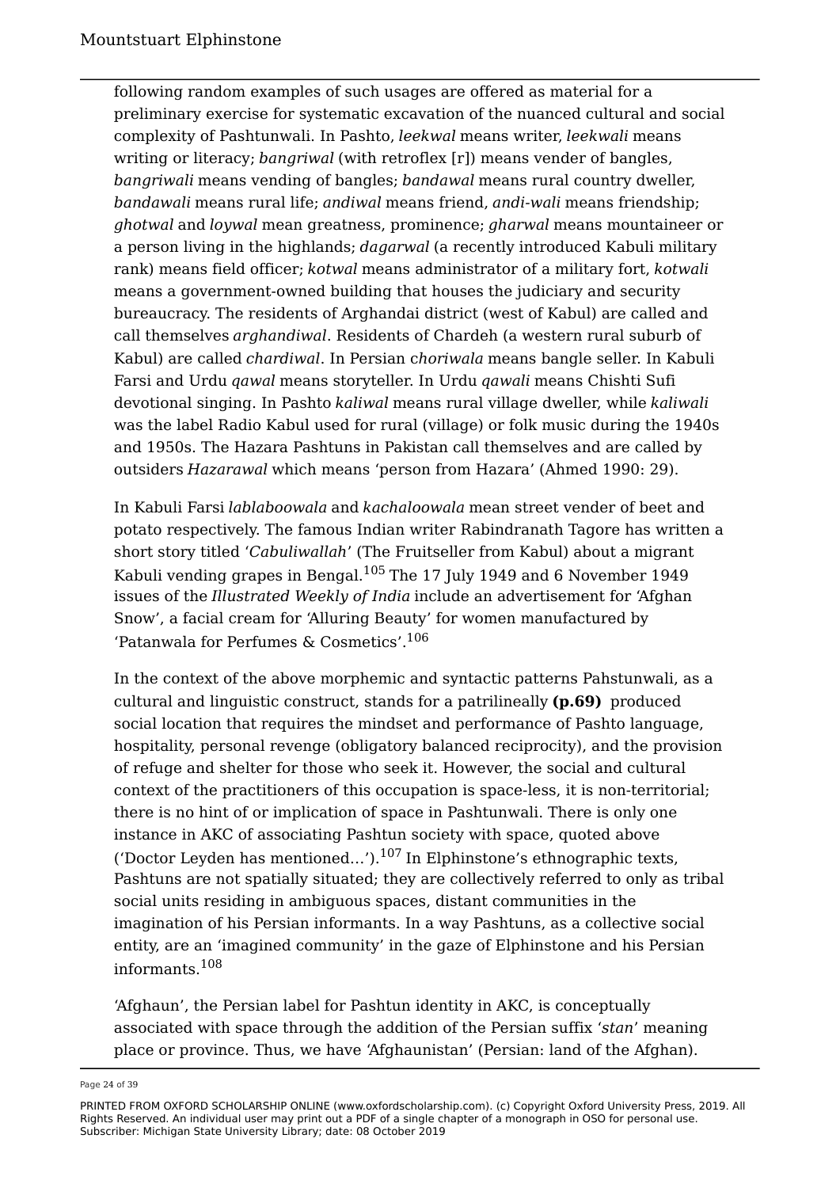following random examples of such usages are offered as material for a preliminary exercise for systematic excavation of the nuanced cultural and social complexity of Pashtunwali. In Pashto, *leekwal* means writer, *leekwali* means writing or literacy; *bangriwal* (with retroflex [r]) means vender of bangles, *bangriwali* means vending of bangles; *bandawal* means rural country dweller, *bandawali* means rural life; *andiwal* means friend, *andi-wali* means friendship; *ghotwal* and *loywal* mean greatness, prominence; *gharwal* means mountaineer or a person living in the highlands; *dagarwal* (a recently introduced Kabuli military rank) means field officer; *kotwal* means administrator of a military fort, *kotwali* means a government-owned building that houses the judiciary and security bureaucracy. The residents of Arghandai district (west of Kabul) are called and call themselves *arghandiwal*. Residents of Chardeh (a western rural suburb of Kabul) are called *chardiwal*. In Persian c*horiwala* means bangle seller. In Kabuli Farsi and Urdu *qawal* means storyteller. In Urdu *qawali* means Chishti Sufi devotional singing. In Pashto *kaliwal* means rural village dweller, while *kaliwali* was the label Radio Kabul used for rural (village) or folk music during the 1940s and 1950s. The Hazara Pashtuns in Pakistan call themselves and are called by outsiders *Hazarawal* which means 'person from Hazara' (Ahmed 1990: 29).

In Kabuli Farsi *lablaboowala* and *kachaloowala* mean street vender of beet and potato respectively. The famous Indian writer Rabindranath Tagore has written a short story titled '*Cabuliwallah*' (The Fruitseller from Kabul) about a migrant Kabuli vending grapes in Bengal.[105] The 17 July 1949 and 6 November 1949 issues of the *Illustrated Weekly of India* include an advertisement for 'Afghan Snow', a facial cream for 'Alluring Beauty' for women manufactured by 'Patanwala for Perfumes & Cosmetics'.[106]

In the context of the above morphemic and syntactic patterns Pahstunwali, as a cultural and linguistic construct, stands for a patrilineally **(p.69)** produced social location that requires the mindset and performance of Pashto language, hospitality, personal revenge (obligatory balanced reciprocity), and the provision of refuge and shelter for those who seek it. However, the social and cultural context of the practitioners of this occupation is space-less, it is non-territorial; there is no hint of or implication of space in Pashtunwali. There is only one instance in AKC of associating Pashtun society with space, quoted above ('Doctor Leyden has mentioned…').[107] In Elphinstone's ethnographic texts, Pashtuns are not spatially situated; they are collectively referred to only as tribal social units residing in ambiguous spaces, distant communities in the imagination of his Persian informants. In a way Pashtuns, as a collective social entity, are an 'imagined community' in the gaze of Elphinstone and his Persian informants.[108]

'Afghaun', the Persian label for Pashtun identity in AKC, is conceptually associated with space through the addition of the Persian suffix '*stan*' meaning place or province. Thus, we have 'Afghaunistan' (Persian: land of the Afghan).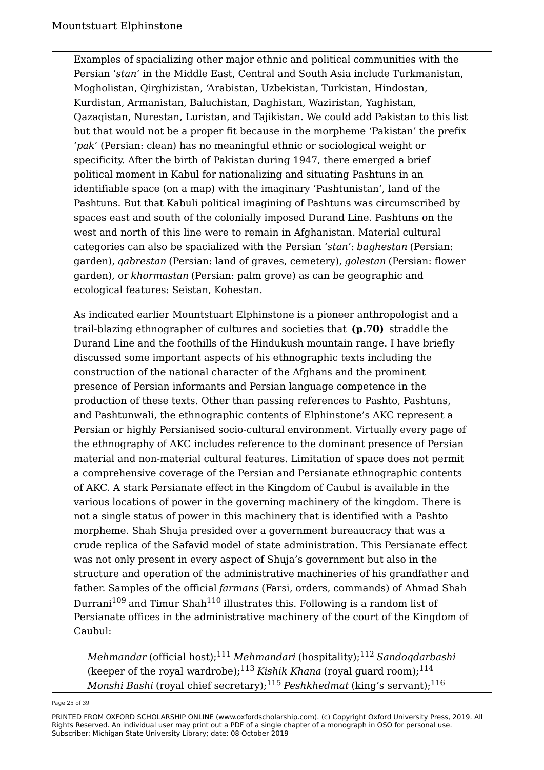Examples of spacializing other major ethnic and political communities with the Persian '*stan*' in the Middle East, Central and South Asia include Turkmanistan, Mogholistan, Qirghizistan, 'Arabistan, Uzbekistan, Turkistan, Hindostan, Kurdistan, Armanistan, Baluchistan, Daghistan, Waziristan, Yaghistan, Qazaqistan, Nurestan, Luristan, and Tajikistan. We could add Pakistan to this list but that would not be a proper fit because in the morpheme 'Pakistan' the prefix '*pak*' (Persian: clean) has no meaningful ethnic or sociological weight or specificity. After the birth of Pakistan during 1947, there emerged a brief political moment in Kabul for nationalizing and situating Pashtuns in an identifiable space (on a map) with the imaginary 'Pashtunistan', land of the Pashtuns. But that Kabuli political imagining of Pashtuns was circumscribed by spaces east and south of the colonially imposed Durand Line. Pashtuns on the west and north of this line were to remain in Afghanistan. Material cultural categories can also be spacialized with the Persian '*stan*': *baghestan* (Persian: garden), *qabrestan* (Persian: land of graves, cemetery), *golestan* (Persian: flower garden), or *khormastan* (Persian: palm grove) as can be geographic and ecological features: Seistan, Kohestan.

As indicated earlier Mountstuart Elphinstone is a pioneer anthropologist and a trail-blazing ethnographer of cultures and societies that **(p.70)** straddle the Durand Line and the foothills of the Hindukush mountain range. I have briefly discussed some important aspects of his ethnographic texts including the construction of the national character of the Afghans and the prominent presence of Persian informants and Persian language competence in the production of these texts. Other than passing references to Pashto, Pashtuns, and Pashtunwali, the ethnographic contents of Elphinstone's AKC represent a Persian or highly Persianised socio-cultural environment. Virtually every page of the ethnography of AKC includes reference to the dominant presence of Persian material and non-material cultural features. Limitation of space does not permit a comprehensive coverage of the Persian and Persianate ethnographic contents of AKC. A stark Persianate effect in the Kingdom of Caubul is available in the various locations of power in the governing machinery of the kingdom. There is not a single status of power in this machinery that is identified with a Pashto morpheme. Shah Shuja presided over a government bureaucracy that was a crude replica of the Safavid model of state administration. This Persianate effect was not only present in every aspect of Shuja's government but also in the structure and operation of the administrative machineries of his grandfather and father. Samples of the official *farmans* (Farsi, orders, commands) of Ahmad Shah Durrani[109] and Timur Shah[110] illustrates this. Following is a random list of Persianate offices in the administrative machinery of the court of the Kingdom of Caubul:

*Mehmandar* (official host);[111] *Mehmandari* (hospitality);[112] *Sandoqdarbashi* (keeper of the royal wardrobe);[113] *Kishik Khana* (royal guard room);[114] *Monshi Bashi* (royal chief secretary);[115] *Peshkhedmat* (king's servant);[116]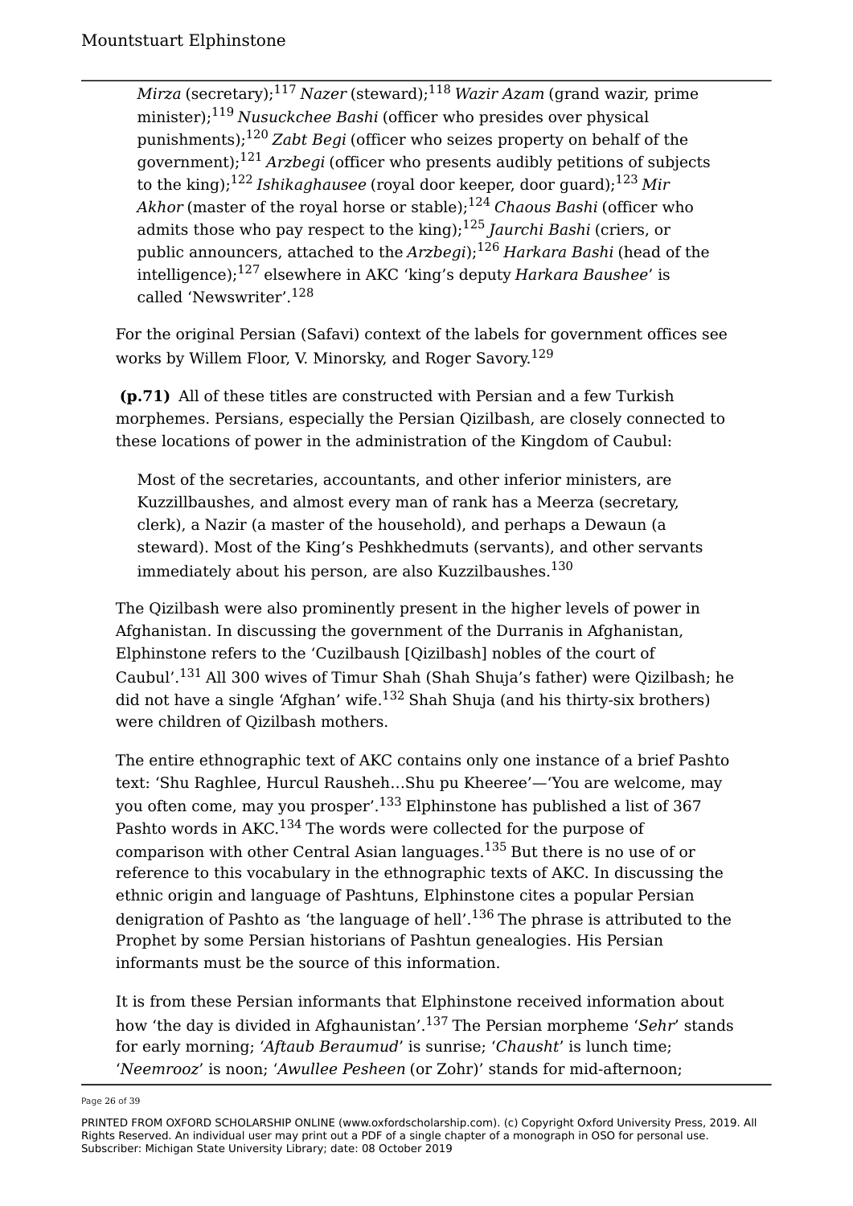*Mirza* (secretary);[117] *Nazer* (steward);[118] *Wazir Azam* (grand wazir, prime minister);[119] *Nusuckchee Bashi* (officer who presides over physical punishments);[120] *Zabt Begi* (officer who seizes property on behalf of the government);[121] *Arzbegi* (officer who presents audibly petitions of subjects to the king);[122] *Ishikaghausee* (royal door keeper, door guard);[123] *Mir Akhor* (master of the royal horse or stable);[124] *Chaous Bashi* (officer who admits those who pay respect to the king);[125] *Jaurchi Bashi* (criers, or public announcers, attached to the *Arzbegi*);[126] *Harkara Bashi* (head of the intelligence);[127] elsewhere in AKC 'king's deputy *Harkara Baushee*' is called 'Newswriter'.[128]

For the original Persian (Safavi) context of the labels for government offices see works by Willem Floor, V. Minorsky, and Roger Savory.[129]

**(p.71)** All of these titles are constructed with Persian and a few Turkish morphemes. Persians, especially the Persian Qizilbash, are closely connected to these locations of power in the administration of the Kingdom of Caubul:

> Most of the secretaries, accountants, and other inferior ministers, are Kuzzillbaushes, and almost every man of rank has a Meerza (secretary, clerk), a Nazir (a master of the household), and perhaps a Dewaun (a steward). Most of the King's Peshkhedmuts (servants), and other servants immediately about his person, are also Kuzzilbaushes.[130]

The Qizilbash were also prominently present in the higher levels of power in Afghanistan. In discussing the government of the Durranis in Afghanistan, Elphinstone refers to the 'Cuzilbaush [Qizilbash] nobles of the court of Caubul'.[131] All 300 wives of Timur Shah (Shah Shuja's father) were Qizilbash; he did not have a single 'Afghan' wife.[132] Shah Shuja (and his thirty-six brothers) were children of Qizilbash mothers.

The entire ethnographic text of AKC contains only one instance of a brief Pashto text: 'Shu Raghlee, Hurcul Rausheh…Shu pu Kheeree'—'You are welcome, may you often come, may you prosper'.[133] Elphinstone has published a list of 367 Pashto words in AKC.[134] The words were collected for the purpose of comparison with other Central Asian languages.[135] But there is no use of or reference to this vocabulary in the ethnographic texts of AKC. In discussing the ethnic origin and language of Pashtuns, Elphinstone cites a popular Persian denigration of Pashto as 'the language of hell'.[136] The phrase is attributed to the Prophet by some Persian historians of Pashtun genealogies. His Persian informants must be the source of this information.

It is from these Persian informants that Elphinstone received information about how 'the day is divided in Afghaunistan'.[137] The Persian morpheme '*Sehr*' stands for early morning; '*Aftaub Beraumud*' is sunrise; '*Chausht*' is lunch time; '*Neemrooz*' is noon; '*Awullee Pesheen* (or Zohr)' stands for mid-afternoon;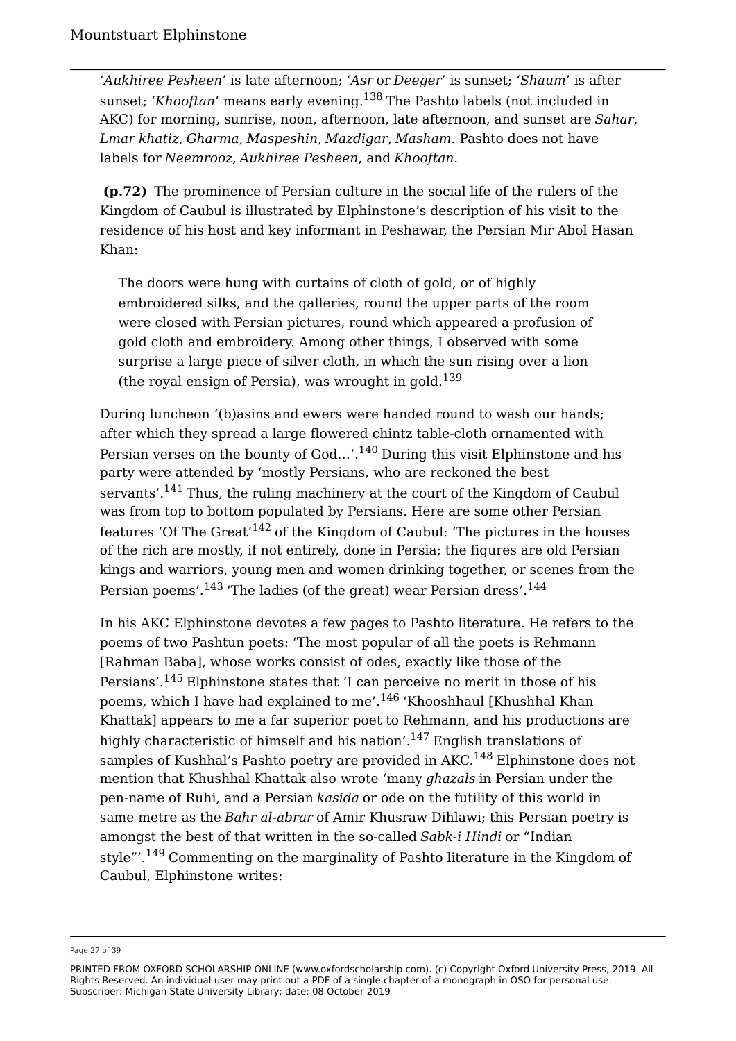'*Aukhiree Pesheen*' is late afternoon; '*Asr* or *Deeger*' is sunset; '*Shaum*' is after sunset; '*Khooftan*' means early evening.[138] The Pashto labels (not included in AKC) for morning, sunrise, noon, afternoon, late afternoon, and sunset are *Sahar, Lmar khatiz*, *Gharma*, *Maspeshin*, *Mazdigar*, *Masham*. Pashto does not have labels for *Neemrooz*, *Aukhiree Pesheen*, and *Khooftan*.

**(p.72)** The prominence of Persian culture in the social life of the rulers of the Kingdom of Caubul is illustrated by Elphinstone's description of his visit to the residence of his host and key informant in Peshawar, the Persian Mir Abol Hasan Khan:

> The doors were hung with curtains of cloth of gold, or of highly embroidered silks, and the galleries, round the upper parts of the room were closed with Persian pictures, round which appeared a profusion of gold cloth and embroidery. Among other things, I observed with some surprise a large piece of silver cloth, in which the sun rising over a lion (the royal ensign of Persia), was wrought in gold.[139]

During luncheon '(b)asins and ewers were handed round to wash our hands; after which they spread a large flowered chintz table-cloth ornamented with Persian verses on the bounty of God…'.[140] During this visit Elphinstone and his party were attended by 'mostly Persians, who are reckoned the best servants'.[141] Thus, the ruling machinery at the court of the Kingdom of Caubul was from top to bottom populated by Persians. Here are some other Persian features 'Of The Great'[142] of the Kingdom of Caubul: 'The pictures in the houses of the rich are mostly, if not entirely, done in Persia; the figures are old Persian kings and warriors, young men and women drinking together, or scenes from the Persian poems'.[143] 'The ladies (of the great) wear Persian dress'.[144]

In his AKC Elphinstone devotes a few pages to Pashto literature. He refers to the poems of two Pashtun poets: 'The most popular of all the poets is Rehmann [Rahman Baba], whose works consist of odes, exactly like those of the Persians'.[145] Elphinstone states that 'I can perceive no merit in those of his poems, which I have had explained to me'.[146] 'Khooshhaul [Khushhal Khan Khattak] appears to me a far superior poet to Rehmann, and his productions are highly characteristic of himself and his nation'.[147] English translations of samples of Kushhal's Pashto poetry are provided in AKC.[148] Elphinstone does not mention that Khushhal Khattak also wrote 'many *ghazals* in Persian under the pen-name of Ruhi, and a Persian *kasida* or ode on the futility of this world in same metre as the *Bahr al-abrar* of Amir Khusraw Dihlawi; this Persian poetry is amongst the best of that written in the so-called *Sabk-i Hindi* or "Indian style"'.[149] Commenting on the marginality of Pashto literature in the Kingdom of Caubul, Elphinstone writes: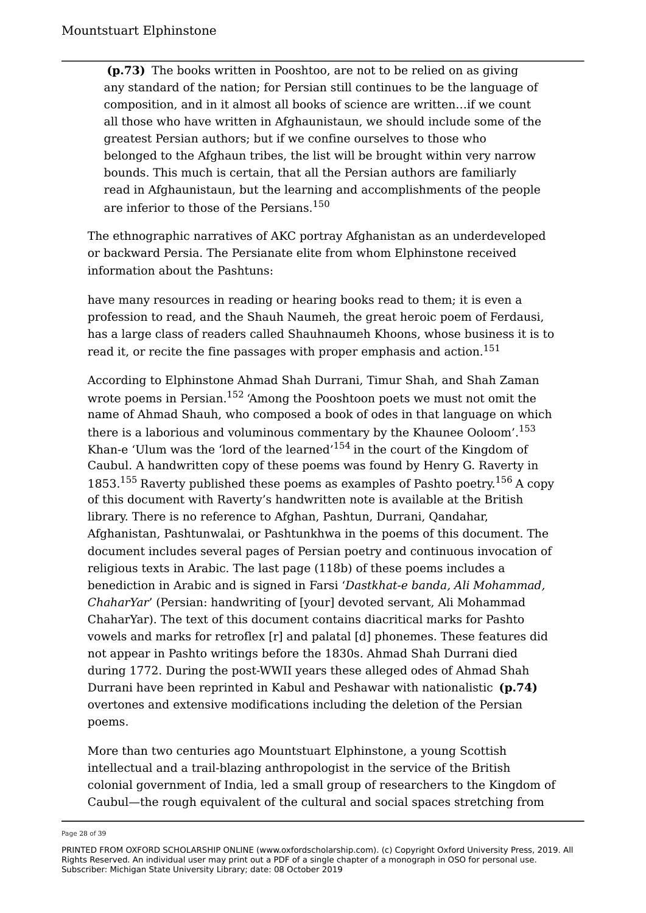> **(p.73)** The books written in Pooshtoo, are not to be relied on as giving any standard of the nation; for Persian still continues to be the language of composition, and in it almost all books of science are written…if we count all those who have written in Afghaunistaun, we should include some of the greatest Persian authors; but if we confine ourselves to those who belonged to the Afghaun tribes, the list will be brought within very narrow bounds. This much is certain, that all the Persian authors are familiarly read in Afghaunistaun, but the learning and accomplishments of the people are inferior to those of the Persians.[150]

The ethnographic narratives of AKC portray Afghanistan as an underdeveloped or backward Persia. The Persianate elite from whom Elphinstone received information about the Pashtuns:

have many resources in reading or hearing books read to them; it is even a profession to read, and the Shauh Naumeh, the great heroic poem of Ferdausi, has a large class of readers called Shauhnaumeh Khoons, whose business it is to read it, or recite the fine passages with proper emphasis and action.[151]

According to Elphinstone Ahmad Shah Durrani, Timur Shah, and Shah Zaman wrote poems in Persian.[152] 'Among the Pooshtoon poets we must not omit the name of Ahmad Shauh, who composed a book of odes in that language on which there is a laborious and voluminous commentary by the Khaunee Ooloom'.[153] Khan-e 'Ulum was the 'lord of the learned'[154] in the court of the Kingdom of Caubul. A handwritten copy of these poems was found by Henry G. Raverty in 1853.[155] Raverty published these poems as examples of Pashto poetry.[156] A copy of this document with Raverty's handwritten note is available at the British library. There is no reference to Afghan, Pashtun, Durrani, Qandahar, Afghanistan, Pashtunwalai, or Pashtunkhwa in the poems of this document. The document includes several pages of Persian poetry and continuous invocation of religious texts in Arabic. The last page (118b) of these poems includes a benediction in Arabic and is signed in Farsi '*Dastkhat-e banda, Ali Mohammad, ChaharYar*' (Persian: handwriting of [your] devoted servant, Ali Mohammad ChaharYar). The text of this document contains diacritical marks for Pashto vowels and marks for retroflex [r] and palatal [d] phonemes. These features did not appear in Pashto writings before the 1830s. Ahmad Shah Durrani died during 1772. During the post-WWII years these alleged odes of Ahmad Shah Durrani have been reprinted in Kabul and Peshawar with nationalistic **(p.74)** overtones and extensive modifications including the deletion of the Persian poems.

More than two centuries ago Mountstuart Elphinstone, a young Scottish intellectual and a trail-blazing anthropologist in the service of the British colonial government of India, led a small group of researchers to the Kingdom of Caubul—the rough equivalent of the cultural and social spaces stretching from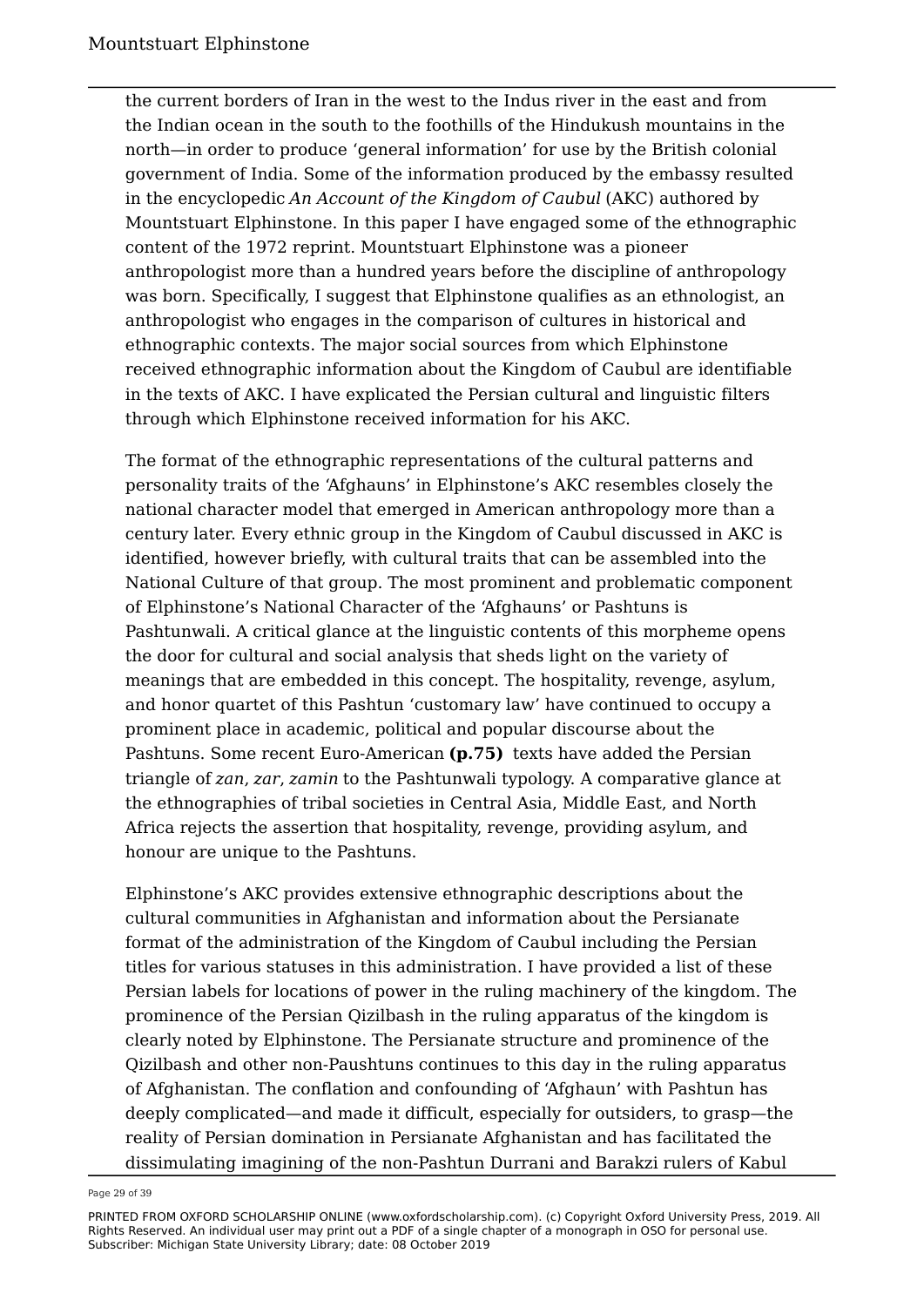the current borders of Iran in the west to the Indus river in the east and from the Indian ocean in the south to the foothills of the Hindukush mountains in the north—in order to produce 'general information' for use by the British colonial government of India. Some of the information produced by the embassy resulted in the encyclopedic *An Account of the Kingdom of Caubul* (AKC) authored by Mountstuart Elphinstone. In this paper I have engaged some of the ethnographic content of the 1972 reprint. Mountstuart Elphinstone was a pioneer anthropologist more than a hundred years before the discipline of anthropology was born. Specifically, I suggest that Elphinstone qualifies as an ethnologist, an anthropologist who engages in the comparison of cultures in historical and ethnographic contexts. The major social sources from which Elphinstone received ethnographic information about the Kingdom of Caubul are identifiable in the texts of AKC. I have explicated the Persian cultural and linguistic filters through which Elphinstone received information for his AKC.

The format of the ethnographic representations of the cultural patterns and personality traits of the 'Afghauns' in Elphinstone's AKC resembles closely the national character model that emerged in American anthropology more than a century later. Every ethnic group in the Kingdom of Caubul discussed in AKC is identified, however briefly, with cultural traits that can be assembled into the National Culture of that group. The most prominent and problematic component of Elphinstone's National Character of the 'Afghauns' or Pashtuns is Pashtunwali. A critical glance at the linguistic contents of this morpheme opens the door for cultural and social analysis that sheds light on the variety of meanings that are embedded in this concept. The hospitality, revenge, asylum, and honor quartet of this Pashtun 'customary law' have continued to occupy a prominent place in academic, political and popular discourse about the Pashtuns. Some recent Euro-American **(p.75)** texts have added the Persian triangle of *zan, zar, zamin* to the Pashtunwali typology. A comparative glance at the ethnographies of tribal societies in Central Asia, Middle East, and North Africa rejects the assertion that hospitality, revenge, providing asylum, and honour are unique to the Pashtuns.

Elphinstone's AKC provides extensive ethnographic descriptions about the cultural communities in Afghanistan and information about the Persianate format of the administration of the Kingdom of Caubul including the Persian titles for various statuses in this administration. I have provided a list of these Persian labels for locations of power in the ruling machinery of the kingdom. The prominence of the Persian Qizilbash in the ruling apparatus of the kingdom is clearly noted by Elphinstone. The Persianate structure and prominence of the Qizilbash and other non-Paushtuns continues to this day in the ruling apparatus of Afghanistan. The conflation and confounding of 'Afghaun' with Pashtun has deeply complicated—and made it difficult, especially for outsiders, to grasp—the reality of Persian domination in Persianate Afghanistan and has facilitated the dissimulating imagining of the non-Pashtun Durrani and Barakzi rulers of Kabul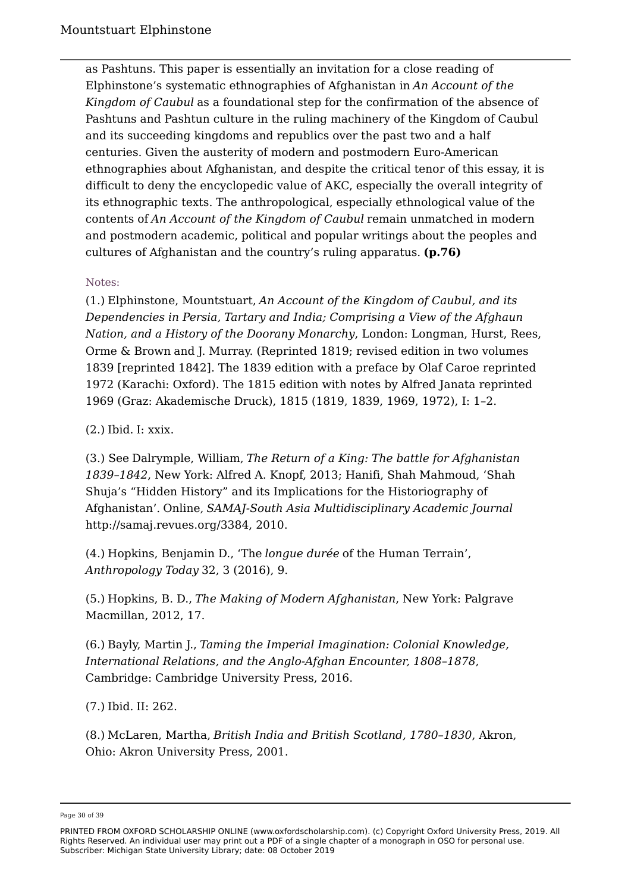as Pashtuns. This paper is essentially an invitation for a close reading of Elphinstone's systematic ethnographies of Afghanistan in *An Account of the Kingdom of Caubul* as a foundational step for the confirmation of the absence of Pashtuns and Pashtun culture in the ruling machinery of the Kingdom of Caubul and its succeeding kingdoms and republics over the past two and a half centuries. Given the austerity of modern and postmodern Euro-American ethnographies about Afghanistan, and despite the critical tenor of this essay, it is difficult to deny the encyclopedic value of AKC, especially the overall integrity of its ethnographic texts. The anthropological, especially ethnological value of the contents of *An Account of the Kingdom of Caubul* remain unmatched in modern and postmodern academic, political and popular writings about the peoples and cultures of Afghanistan and the country's ruling apparatus. **(p.76)**

Notes:

(1.) Elphinstone, Mountstuart, *An Account of the Kingdom of Caubul, and its Dependencies in Persia, Tartary and India; Comprising a View of the Afghaun Nation, and a History of the Doorany Monarchy*, London: Longman, Hurst, Rees, Orme & Brown and J. Murray. (Reprinted 1819; revised edition in two volumes 1839 [reprinted 1842]. The 1839 edition with a preface by Olaf Caroe reprinted 1972 (Karachi: Oxford). The 1815 edition with notes by Alfred Janata reprinted 1969 (Graz: Akademische Druck), 1815 (1819, 1839, 1969, 1972), I: 1–2.

(2.) Ibid. I: xxix.

(3.) See Dalrymple, William, *The Return of a King: The battle for Afghanistan 1839–1842*, New York: Alfred A. Knopf, 2013; Hanifi, Shah Mahmoud, 'Shah Shuja's "Hidden History" and its Implications for the Historiography of Afghanistan'. Online, *SAMAJ-South Asia Multidisciplinary Academic Journal* http://samaj.revues.org/3384, 2010.

(4.) Hopkins, Benjamin D., 'The *longue durée* of the Human Terrain', *Anthropology Today* 32, 3 (2016), 9.

(5.) Hopkins, B. D., *The Making of Modern Afghanistan*, New York: Palgrave Macmillan, 2012, 17.

(6.) Bayly, Martin J., *Taming the Imperial Imagination: Colonial Knowledge, International Relations, and the Anglo-Afghan Encounter, 1808–1878*, Cambridge: Cambridge University Press, 2016.

(7.) Ibid. II: 262.

(8.) McLaren, Martha, *British India and British Scotland, 1780–1830*, Akron, Ohio: Akron University Press, 2001.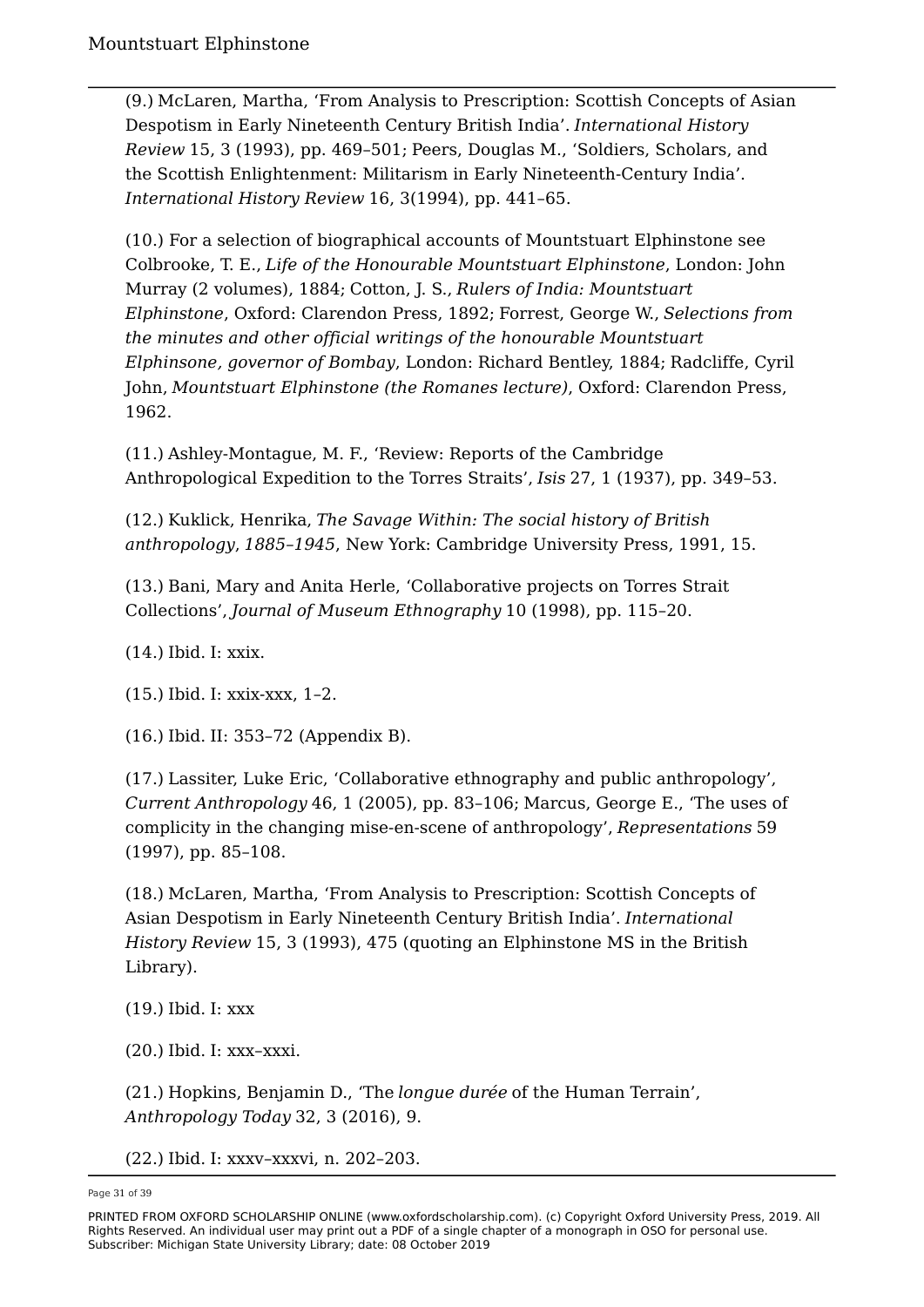(9.) McLaren, Martha, ‘From Analysis to Prescription: Scottish Concepts of Asian Despotism in Early Nineteenth Century British India’. *International History Review* 15, 3 (1993), pp. 469–501; Peers, Douglas M., ‘Soldiers, Scholars, and the Scottish Enlightenment: Militarism in Early Nineteenth-Century India’. *International History Review* 16, 3(1994), pp. 441–65.

(10.) For a selection of biographical accounts of Mountstuart Elphinstone see Colbrooke, T. E., *Life of the Honourable Mountstuart Elphinstone*, London: John Murray (2 volumes), 1884; Cotton, J. S., *Rulers of India: Mountstuart Elphinstone*, Oxford: Clarendon Press, 1892; Forrest, George W., *Selections from the minutes and other official writings of the honourable Mountstuart Elphinsone, governor of Bombay*, London: Richard Bentley, 1884; Radcliffe, Cyril John, *Mountstuart Elphinstone (the Romanes lecture)*, Oxford: Clarendon Press, 1962.

(11.) Ashley-Montague, M. F., ‘Review: Reports of the Cambridge Anthropological Expedition to the Torres Straits’, *Isis* 27, 1 (1937), pp. 349–53.

(12.) Kuklick, Henrika, *The Savage Within: The social history of British anthropology, 1885–1945*, New York: Cambridge University Press, 1991, 15.

(13.) Bani, Mary and Anita Herle, ‘Collaborative projects on Torres Strait Collections’, *Journal of Museum Ethnography* 10 (1998), pp. 115–20.

(14.) Ibid. I: xxix.

(15.) Ibid. I: xxix-xxx, 1–2.

(16.) Ibid. II: 353–72 (Appendix B).

(17.) Lassiter, Luke Eric, ‘Collaborative ethnography and public anthropology’, *Current Anthropology* 46, 1 (2005), pp. 83–106; Marcus, George E., ‘The uses of complicity in the changing mise-en-scene of anthropology’, *Representations* 59 (1997), pp. 85–108.

(18.) McLaren, Martha, ‘From Analysis to Prescription: Scottish Concepts of Asian Despotism in Early Nineteenth Century British India’. *International History Review* 15, 3 (1993), 475 (quoting an Elphinstone MS in the British Library).

(19.) Ibid. I: xxx

(20.) Ibid. I: xxx–xxxi.

(21.) Hopkins, Benjamin D., ‘The *longue durée* of the Human Terrain’, *Anthropology Today* 32, 3 (2016), 9.

(22.) Ibid. I: xxxv–xxxvi, n. 202–203.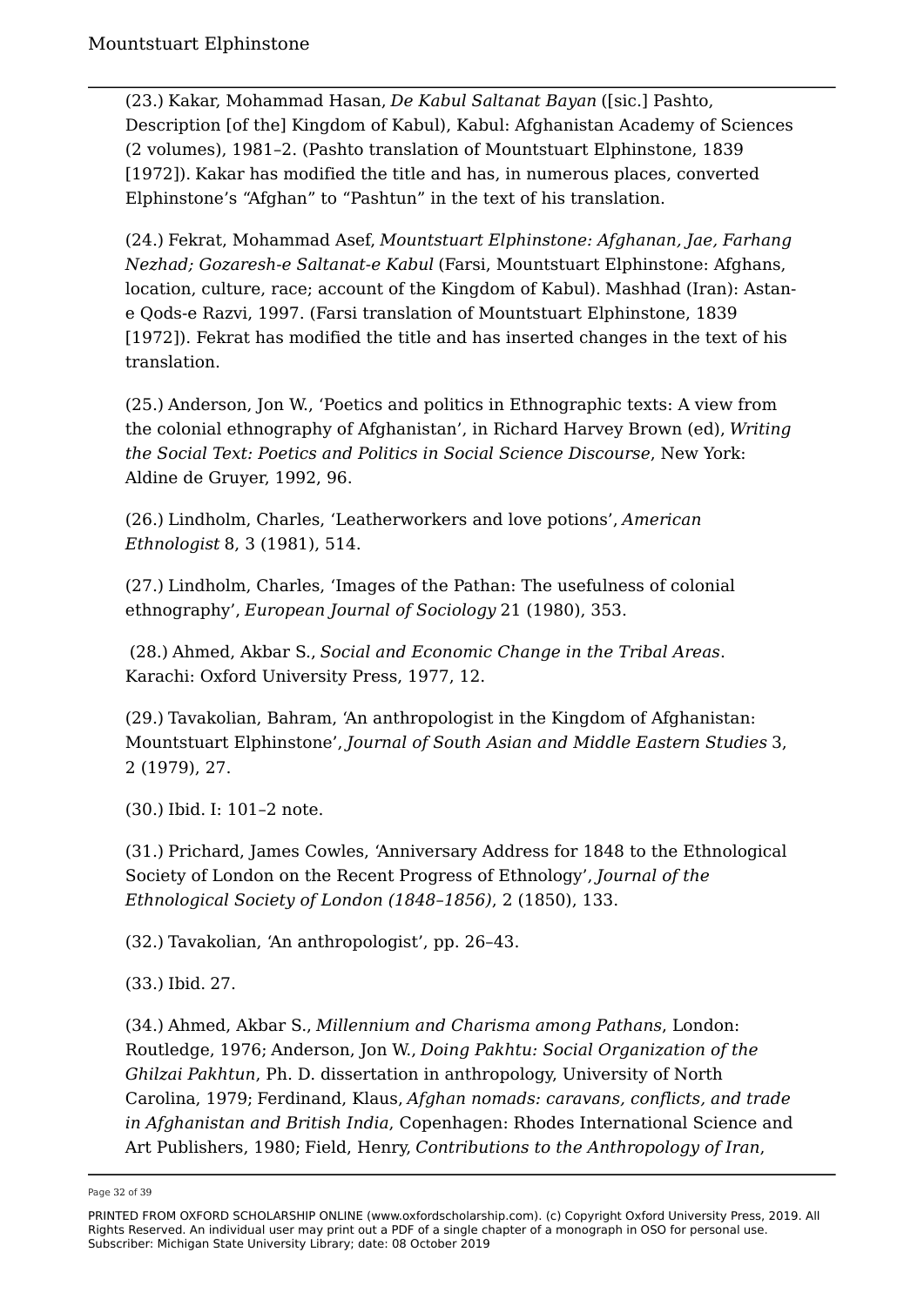(23.) Kakar, Mohammad Hasan, *De Kabul Saltanat Bayan* ([sic.] Pashto, Description [of the] Kingdom of Kabul), Kabul: Afghanistan Academy of Sciences (2 volumes), 1981–2. (Pashto translation of Mountstuart Elphinstone, 1839 [1972]). Kakar has modified the title and has, in numerous places, converted Elphinstone's "Afghan" to "Pashtun" in the text of his translation.

(24.) Fekrat, Mohammad Asef, *Mountstuart Elphinstone: Afghanan, Jae, Farhang Nezhad; Gozaresh-e Saltanat-e Kabul* (Farsi, Mountstuart Elphinstone: Afghans, location, culture, race; account of the Kingdom of Kabul). Mashhad (Iran): Astan-e Qods-e Razvi, 1997. (Farsi translation of Mountstuart Elphinstone, 1839 [1972]). Fekrat has modified the title and has inserted changes in the text of his translation.

(25.) Anderson, Jon W., 'Poetics and politics in Ethnographic texts: A view from the colonial ethnography of Afghanistan', in Richard Harvey Brown (ed), *Writing the Social Text: Poetics and Politics in Social Science Discourse*, New York: Aldine de Gruyer, 1992, 96.

(26.) Lindholm, Charles, 'Leatherworkers and love potions', *American Ethnologist* 8, 3 (1981), 514.

(27.) Lindholm, Charles, 'Images of the Pathan: The usefulness of colonial ethnography', *European Journal of Sociology* 21 (1980), 353.

(28.) Ahmed, Akbar S., *Social and Economic Change in the Tribal Areas*. Karachi: Oxford University Press, 1977, 12.

(29.) Tavakolian, Bahram, 'An anthropologist in the Kingdom of Afghanistan: Mountstuart Elphinstone', *Journal of South Asian and Middle Eastern Studies* 3, 2 (1979), 27.

(30.) Ibid. I: 101–2 note.

(31.) Prichard, James Cowles, 'Anniversary Address for 1848 to the Ethnological Society of London on the Recent Progress of Ethnology', *Journal of the Ethnological Society of London (1848–1856)*, 2 (1850), 133.

(32.) Tavakolian, 'An anthropologist', pp. 26–43.

(33.) Ibid. 27.

(34.) Ahmed, Akbar S., *Millennium and Charisma among Pathans*, London: Routledge, 1976; Anderson, Jon W., *Doing Pakhtu: Social Organization of the Ghilzai Pakhtun*, Ph. D. dissertation in anthropology, University of North Carolina, 1979; Ferdinand, Klaus, *Afghan nomads: caravans, conflicts, and trade in Afghanistan and British India*, Copenhagen: Rhodes International Science and Art Publishers, 1980; Field, Henry, *Contributions to the Anthropology of Iran*,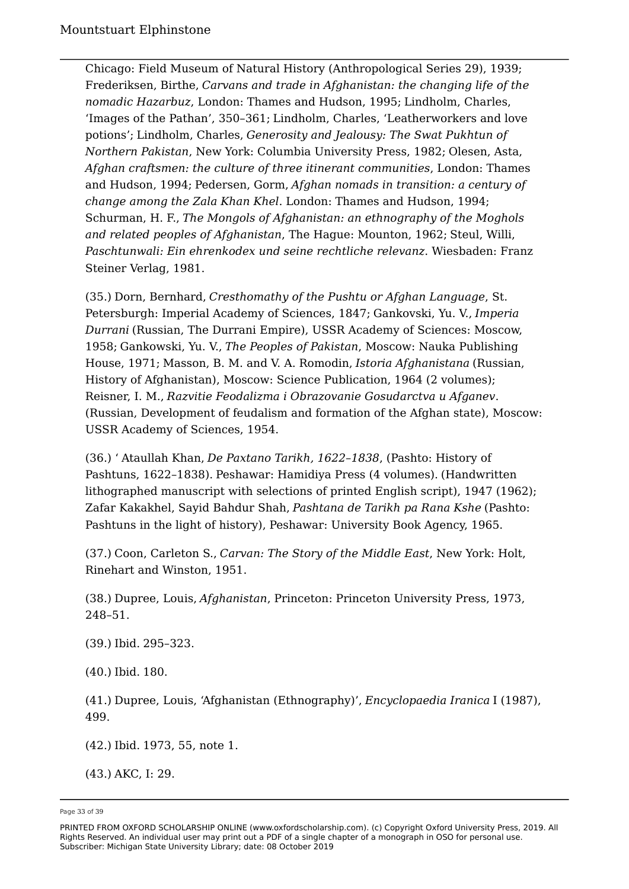Chicago: Field Museum of Natural History (Anthropological Series 29), 1939; Frederiksen, Birthe, *Carvans and trade in Afghanistan: the changing life of the nomadic Hazarbuz*, London: Thames and Hudson, 1995; Lindholm, Charles, 'Images of the Pathan', 350–361; Lindholm, Charles, 'Leatherworkers and love potions'; Lindholm, Charles, *Generosity and Jealousy: The Swat Pukhtun of Northern Pakistan*, New York: Columbia University Press, 1982; Olesen, Asta, *Afghan craftsmen: the culture of three itinerant communities*, London: Thames and Hudson, 1994; Pedersen, Gorm, *Afghan nomads in transition: a century of change among the Zala Khan Khel*. London: Thames and Hudson, 1994; Schurman, H. F., *The Mongols of Afghanistan: an ethnography of the Moghols and related peoples of Afghanistan*, The Hague: Mounton, 1962; Steul, Willi, *Paschtunwali: Ein ehrenkodex und seine rechtliche relevanz*. Wiesbaden: Franz Steiner Verlag, 1981.

(35.) Dorn, Bernhard, *Cresthomathy of the Pushtu or Afghan Language*, St. Petersburgh: Imperial Academy of Sciences, 1847; Gankovski, Yu. V., *Imperia Durrani* (Russian, The Durrani Empire), USSR Academy of Sciences: Moscow, 1958; Gankowski, Yu. V., *The Peoples of Pakistan*, Moscow: Nauka Publishing House, 1971; Masson, B. M. and V. A. Romodin, *Istoria Afghanistana* (Russian, History of Afghanistan), Moscow: Science Publication, 1964 (2 volumes); Reisner, I. M., *Razvitie Feodalizma i Obrazovanie Gosudarctva u Afganev*. (Russian, Development of feudalism and formation of the Afghan state), Moscow: USSR Academy of Sciences, 1954.

(36.) ' Ataullah Khan, *De Paxtano Tarikh, 1622–1838*, (Pashto: History of Pashtuns, 1622–1838). Peshawar: Hamidiya Press (4 volumes). (Handwritten lithographed manuscript with selections of printed English script), 1947 (1962); Zafar Kakakhel, Sayid Bahdur Shah, *Pashtana de Tarikh pa Rana Kshe* (Pashto: Pashtuns in the light of history), Peshawar: University Book Agency, 1965.

(37.) Coon, Carleton S., *Carvan: The Story of the Middle East*, New York: Holt, Rinehart and Winston, 1951.

(38.) Dupree, Louis, *Afghanistan*, Princeton: Princeton University Press, 1973, 248–51.

(39.) Ibid. 295–323.

(40.) Ibid. 180.

(41.) Dupree, Louis, 'Afghanistan (Ethnography)', *Encyclopaedia Iranica* I (1987), 499.

(42.) Ibid. 1973, 55, note 1.

(43.) AKC, I: 29.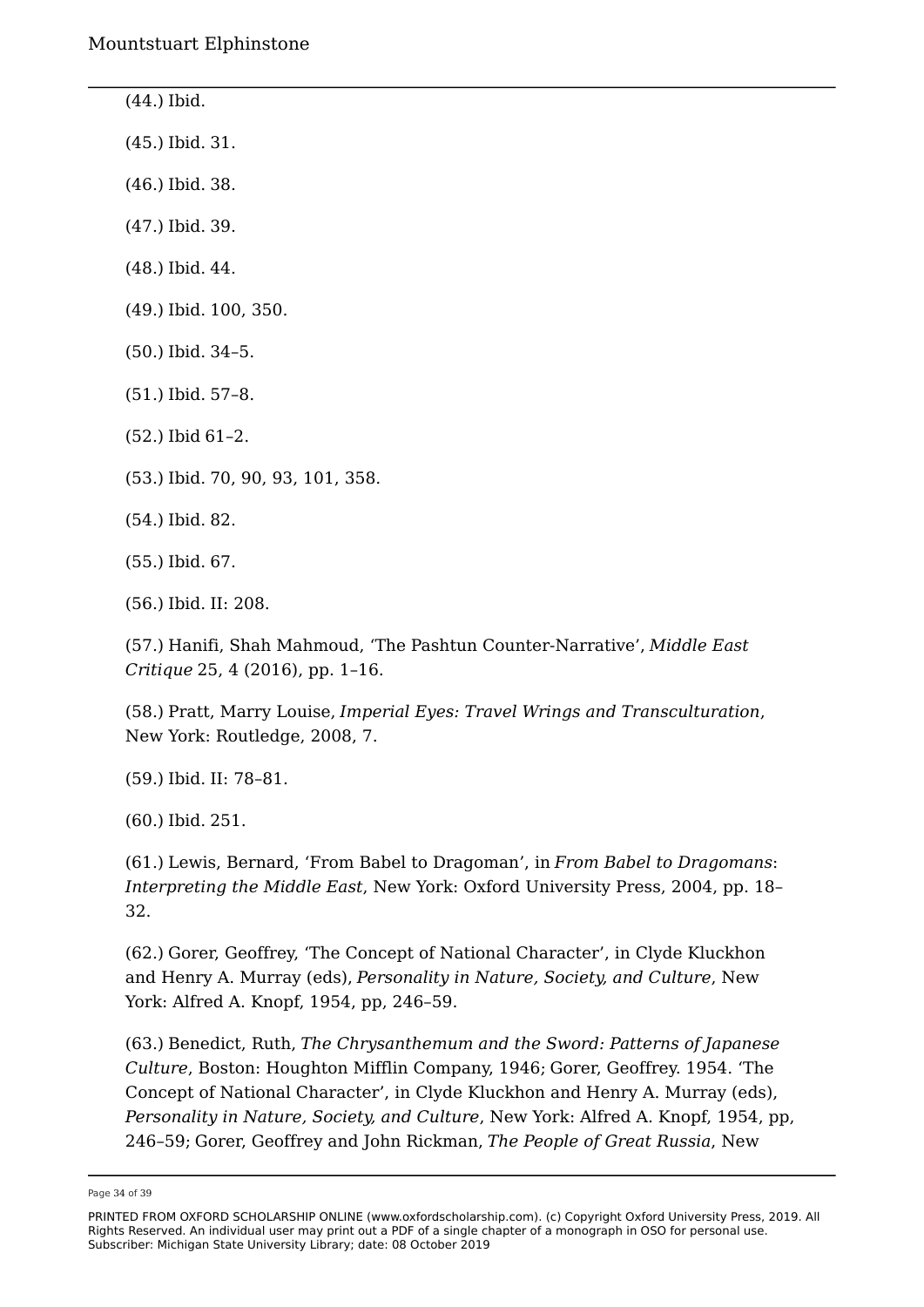(44.) Ibid.

(45.) Ibid. 31.

(46.) Ibid. 38.

(47.) Ibid. 39.

(48.) Ibid. 44.

(49.) Ibid. 100, 350.

(50.) Ibid. 34–5.

(51.) Ibid. 57–8.

(52.) Ibid 61–2.

(53.) Ibid. 70, 90, 93, 101, 358.

(54.) Ibid. 82.

(55.) Ibid. 67.

(56.) Ibid. II: 208.

(57.) Hanifi, Shah Mahmoud, 'The Pashtun Counter-Narrative', *Middle East Critique* 25, 4 (2016), pp. 1–16.

(58.) Pratt, Marry Louise, *Imperial Eyes: Travel Wrings and Transculturation*, New York: Routledge, 2008, 7.

(59.) Ibid. II: 78–81.

(60.) Ibid. 251.

(61.) Lewis, Bernard, 'From Babel to Dragoman', in *From Babel to Dragomans*: *Interpreting the Middle East*, New York: Oxford University Press, 2004, pp. 18–32.

(62.) Gorer, Geoffrey, 'The Concept of National Character', in Clyde Kluckhon and Henry A. Murray (eds), *Personality in Nature, Society, and Culture*, New York: Alfred A. Knopf, 1954, pp, 246–59.

(63.) Benedict, Ruth, *The Chrysanthemum and the Sword: Patterns of Japanese Culture*, Boston: Houghton Mifflin Company, 1946; Gorer, Geoffrey. 1954. 'The Concept of National Character', in Clyde Kluckhon and Henry A. Murray (eds), *Personality in Nature, Society, and Culture*, New York: Alfred A. Knopf, 1954, pp, 246–59; Gorer, Geoffrey and John Rickman, *The People of Great Russia*, New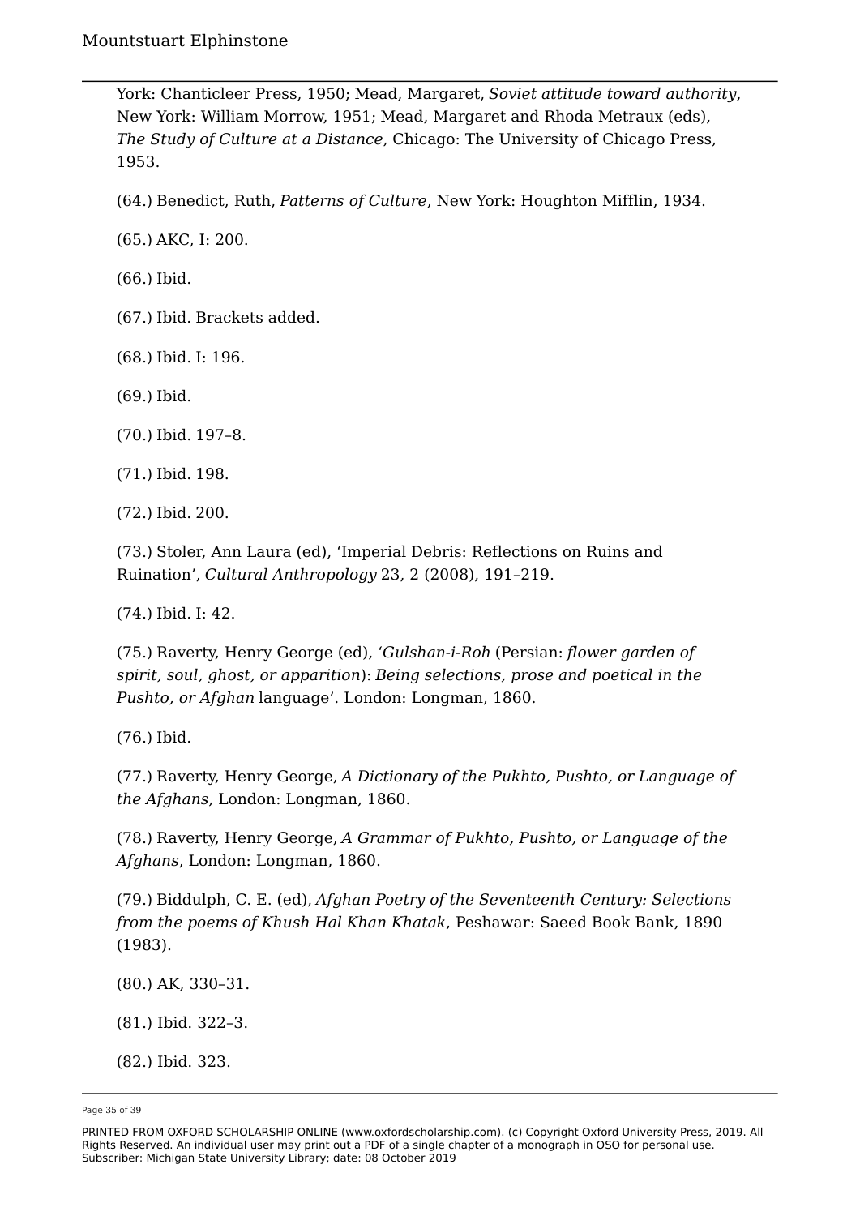York: Chanticleer Press, 1950; Mead, Margaret, *Soviet attitude toward authority*, New York: William Morrow, 1951; Mead, Margaret and Rhoda Metraux (eds), *The Study of Culture at a Distance*, Chicago: The University of Chicago Press, 1953.

(64.) Benedict, Ruth, *Patterns of Culture*, New York: Houghton Mifflin, 1934.

(65.) AKC, I: 200.

(66.) Ibid.

(67.) Ibid. Brackets added.

(68.) Ibid. I: 196.

(69.) Ibid.

(70.) Ibid. 197–8.

(71.) Ibid. 198.

(72.) Ibid. 200.

(73.) Stoler, Ann Laura (ed), 'Imperial Debris: Reflections on Ruins and Ruination', *Cultural Anthropology* 23, 2 (2008), 191–219.

(74.) Ibid. I: 42.

(75.) Raverty, Henry George (ed), '*Gulshan-i-Roh* (Persian: *flower garden of spirit, soul, ghost, or apparition*): *Being selections, prose and poetical in the Pushto, or Afghan* language'. London: Longman, 1860.

(76.) Ibid.

(77.) Raverty, Henry George, *A Dictionary of the Pukhto, Pushto, or Language of the Afghans*, London: Longman, 1860.

(78.) Raverty, Henry George, *A Grammar of Pukhto, Pushto, or Language of the Afghans*, London: Longman, 1860.

(79.) Biddulph, C. E. (ed), *Afghan Poetry of the Seventeenth Century: Selections from the poems of Khush Hal Khan Khatak*, Peshawar: Saeed Book Bank, 1890 (1983).

(80.) AK, 330–31.

(81.) Ibid. 322–3.

(82.) Ibid. 323.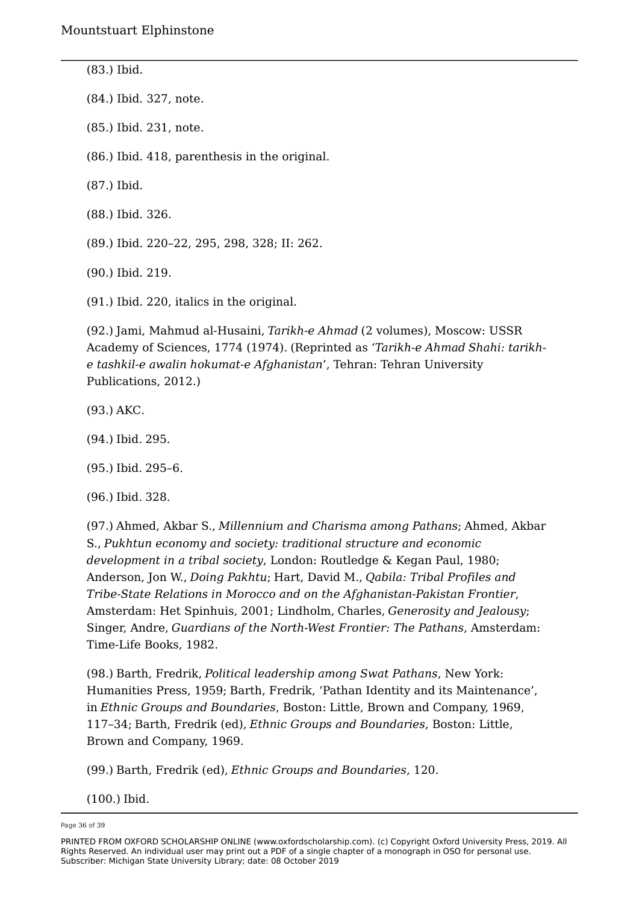(83.) Ibid.

(84.) Ibid. 327, note.

(85.) Ibid. 231, note.

(86.) Ibid. 418, parenthesis in the original.

(87.) Ibid.

(88.) Ibid. 326.

(89.) Ibid. 220–22, 295, 298, 328; II: 262.

(90.) Ibid. 219.

(91.) Ibid. 220, italics in the original.

(92.) Jami, Mahmud al-Husaini, *Tarikh-e Ahmad* (2 volumes), Moscow: USSR Academy of Sciences, 1774 (1974). (Reprinted as '*Tarikh-e Ahmad Shahi: tarikh-e tashkil-e awalin hokumat-e Afghanistan*', Tehran: Tehran University Publications, 2012.)

(93.) AKC.

(94.) Ibid. 295.

(95.) Ibid. 295–6.

(96.) Ibid. 328.

(97.) Ahmed, Akbar S., *Millennium and Charisma among Pathans*; Ahmed, Akbar S., *Pukhtun economy and society: traditional structure and economic development in a tribal society*, London: Routledge & Kegan Paul, 1980; Anderson, Jon W., *Doing Pakhtu*; Hart, David M., *Qabila: Tribal Profiles and Tribe-State Relations in Morocco and on the Afghanistan-Pakistan Frontier*, Amsterdam: Het Spinhuis, 2001; Lindholm, Charles, *Generosity and Jealousy*; Singer, Andre, *Guardians of the North-West Frontier: The Pathans*, Amsterdam: Time-Life Books, 1982.

(98.) Barth, Fredrik, *Political leadership among Swat Pathans*, New York: Humanities Press, 1959; Barth, Fredrik, 'Pathan Identity and its Maintenance', in *Ethnic Groups and Boundaries*, Boston: Little, Brown and Company, 1969, 117–34; Barth, Fredrik (ed), *Ethnic Groups and Boundaries*, Boston: Little, Brown and Company, 1969.

(99.) Barth, Fredrik (ed), *Ethnic Groups and Boundaries*, 120.

(100.) Ibid.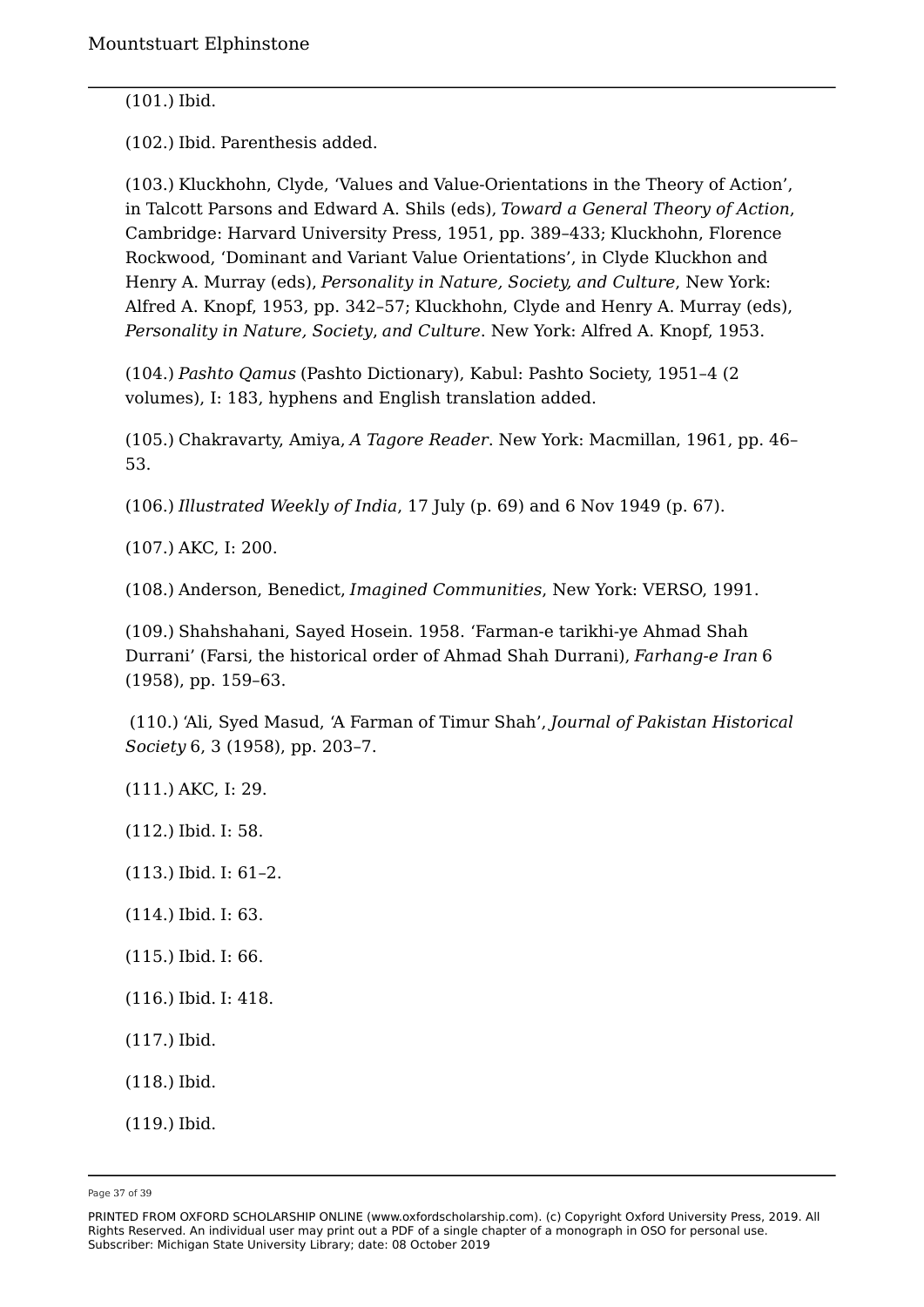(101.) Ibid.

(102.) Ibid. Parenthesis added.

(103.) Kluckhohn, Clyde, 'Values and Value-Orientations in the Theory of Action', in Talcott Parsons and Edward A. Shils (eds), *Toward a General Theory of Action*, Cambridge: Harvard University Press, 1951, pp. 389–433; Kluckhohn, Florence Rockwood, 'Dominant and Variant Value Orientations', in Clyde Kluckhon and Henry A. Murray (eds), *Personality in Nature, Society, and Culture*, New York: Alfred A. Knopf, 1953, pp. 342–57; Kluckhohn, Clyde and Henry A. Murray (eds), *Personality in Nature, Society, and Culture*. New York: Alfred A. Knopf, 1953.

(104.) *Pashto Qamus* (Pashto Dictionary), Kabul: Pashto Society, 1951–4 (2 volumes), I: 183, hyphens and English translation added.

(105.) Chakravarty, Amiya, *A Tagore Reader*. New York: Macmillan, 1961, pp. 46–53.

(106.) *Illustrated Weekly of India*, 17 July (p. 69) and 6 Nov 1949 (p. 67).

(107.) AKC, I: 200.

(108.) Anderson, Benedict, *Imagined Communities*, New York: VERSO, 1991.

(109.) Shahshahani, Sayed Hosein. 1958. 'Farman-e tarikhi-ye Ahmad Shah Durrani' (Farsi, the historical order of Ahmad Shah Durrani), *Farhang-e Iran* 6 (1958), pp. 159–63.

(110.) 'Ali, Syed Masud, 'A Farman of Timur Shah', *Journal of Pakistan Historical Society* 6, 3 (1958), pp. 203–7.

(111.) AKC, I: 29.

(112.) Ibid. I: 58.

(113.) Ibid. I: 61–2.

(114.) Ibid. I: 63.

(115.) Ibid. I: 66.

(116.) Ibid. I: 418.

(117.) Ibid.

(118.) Ibid.

(119.) Ibid.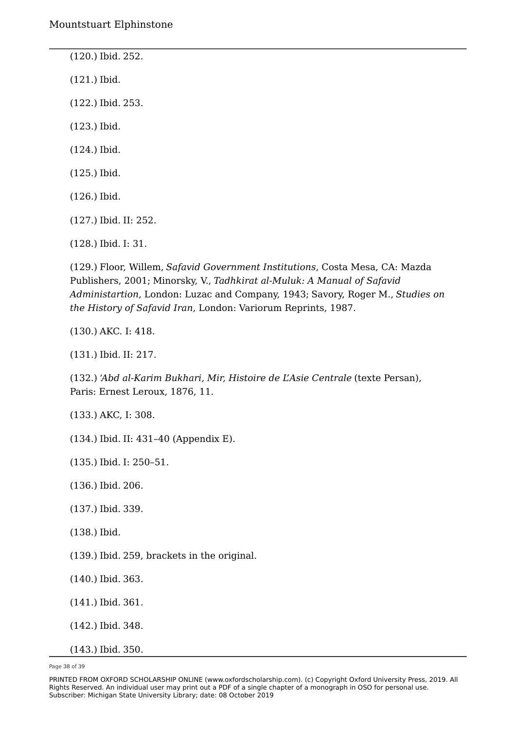(120.) Ibid. 252.

(121.) Ibid.

(122.) Ibid. 253.

(123.) Ibid.

(124.) Ibid.

(125.) Ibid.

(126.) Ibid.

(127.) Ibid. II: 252.

(128.) Ibid. I: 31.

(129.) Floor, Willem, *Safavid Government Institutions*, Costa Mesa, CA: Mazda Publishers, 2001; Minorsky, V., *Tadhkirat al-Muluk: A Manual of Safavid Administartion*, London: Luzac and Company, 1943; Savory, Roger M., *Studies on the History of Safavid Iran*, London: Variorum Reprints, 1987.

(130.) AKC. I: 418.

(131.) Ibid. II: 217.

(132.) *'Abd al-Karim Bukhari, Mir, Histoire de L'Asie Centrale* (texte Persan), Paris: Ernest Leroux, 1876, 11.

(133.) AKC, I: 308.

(134.) Ibid. II: 431–40 (Appendix E).

(135.) Ibid. I: 250–51.

(136.) Ibid. 206.

(137.) Ibid. 339.

(138.) Ibid.

(139.) Ibid. 259, brackets in the original.

(140.) Ibid. 363.

(141.) Ibid. 361.

(142.) Ibid. 348.

(143.) Ibid. 350.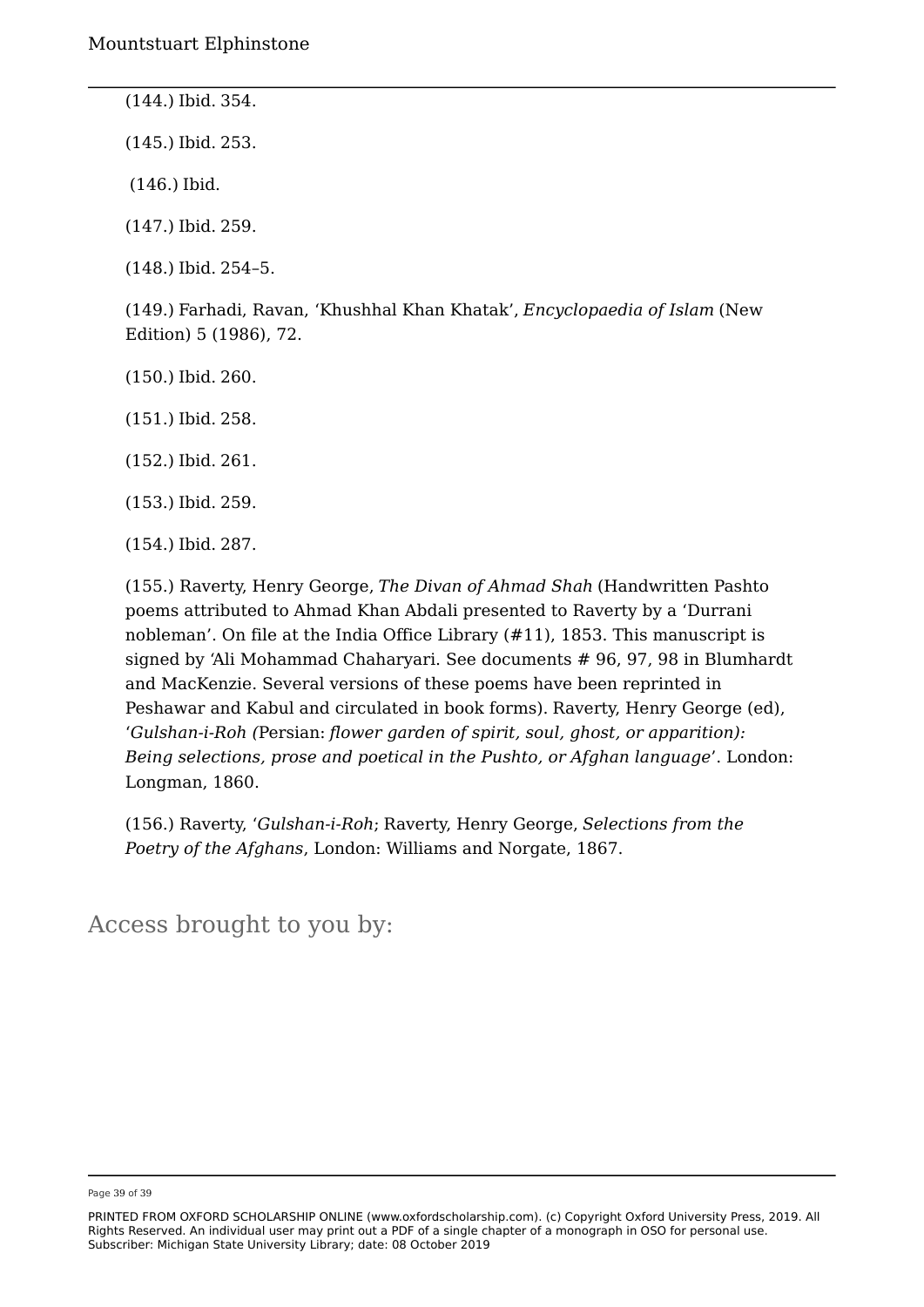(144.) Ibid. 354.

(145.) Ibid. 253.

(146.) Ibid.

(147.) Ibid. 259.

(148.) Ibid. 254–5.

(149.) Farhadi, Ravan, 'Khushhal Khan Khatak', *Encyclopaedia of Islam* (New Edition) 5 (1986), 72.

(150.) Ibid. 260.

(151.) Ibid. 258.

(152.) Ibid. 261.

(153.) Ibid. 259.

(154.) Ibid. 287.

(155.) Raverty, Henry George, *The Divan of Ahmad Shah* (Handwritten Pashto poems attributed to Ahmad Khan Abdali presented to Raverty by a 'Durrani nobleman'. On file at the India Office Library (#11), 1853. This manuscript is signed by 'Ali Mohammad Chaharyari. See documents # 96, 97, 98 in Blumhardt and MacKenzie. Several versions of these poems have been reprinted in Peshawar and Kabul and circulated in book forms). Raverty, Henry George (ed), '*Gulshan-i-Roh (*Persian: *flower garden of spirit, soul, ghost, or apparition): Being selections, prose and poetical in the Pushto, or Afghan language*'. London: Longman, 1860.

(156.) Raverty, '*Gulshan-i-Roh*; Raverty, Henry George, *Selections from the Poetry of the Afghans*, London: Williams and Norgate, 1867.

Access brought to you by: